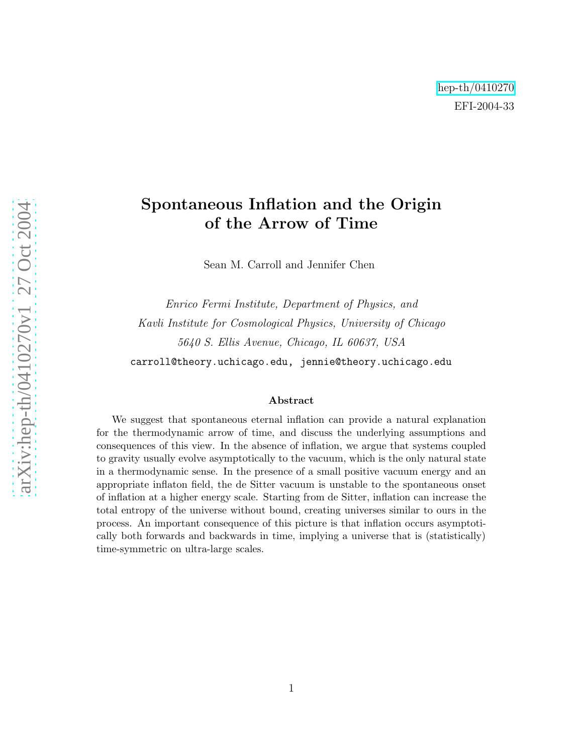hep-th/0410270
EFI-2004-33

# Spontaneous Inflation and the Origin of the Arrow of Time

Sean M. Carroll and Jennifer Chen

*Enrico Fermi Institute, Department of Physics, and*
*Kavli Institute for Cosmological Physics, University of Chicago*
*5640 S. Ellis Avenue, Chicago, IL 60637, USA*

carroll@theory.uchicago.edu, jennie@theory.uchicago.edu

### Abstract

We suggest that spontaneous eternal inflation can provide a natural explanation for the thermodynamic arrow of time, and discuss the underlying assumptions and consequences of this view. In the absence of inflation, we argue that systems coupled to gravity usually evolve asymptotically to the vacuum, which is the only natural state in a thermodynamic sense. In the presence of a small positive vacuum energy and an appropriate inflaton field, the de Sitter vacuum is unstable to the spontaneous onset of inflation at a higher energy scale. Starting from de Sitter, inflation can increase the total entropy of the universe without bound, creating universes similar to ours in the process. An important consequence of this picture is that inflation occurs asymptotically both forwards and backwards in time, implying a universe that is (statistically) time-symmetric on ultra-large scales.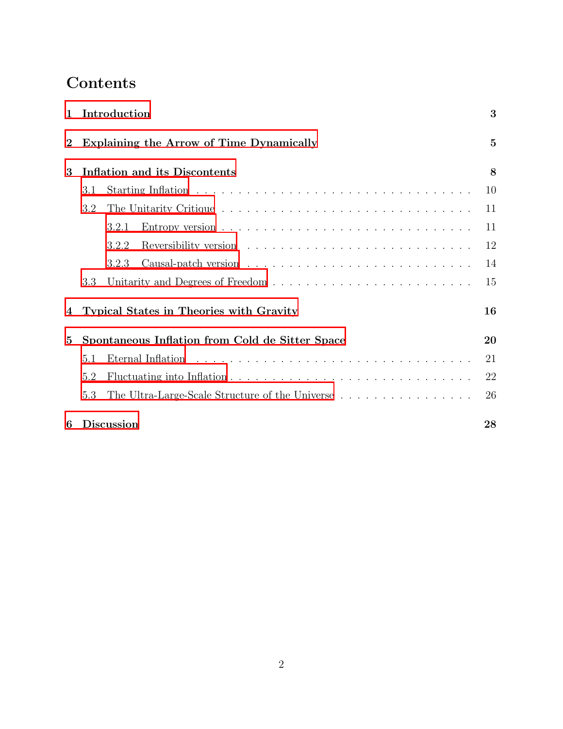# Contents

**1 Introduction** **3**

**2 Explaining the Arrow of Time Dynamically** **5**

**3 Inflation and its Discontents** **8**

- 3.1 Starting Inflation . . . . . . . . . . 10
- 3.2 The Unitarity Critique . . . . . . . . . . 11
  - 3.2.1 Entropy version . . . . . . . . . . 11
  - 3.2.2 Reversibility version . . . . . . . . . . 12
  - 3.2.3 Causal-patch version . . . . . . . . . . 14
- 3.3 Unitarity and Degrees of Freedom . . . . . . . . . . 15

**4 Typical States in Theories with Gravity** **16**

**5 Spontaneous Inflation from Cold de Sitter Space** **20**

- 5.1 Eternal Inflation . . . . . . . . . . 21
- 5.2 Fluctuating into Inflation . . . . . . . . . . 22
- 5.3 The Ultra-Large-Scale Structure of the Universe . . . . . . . . . . 26

**6 Discussion** **28**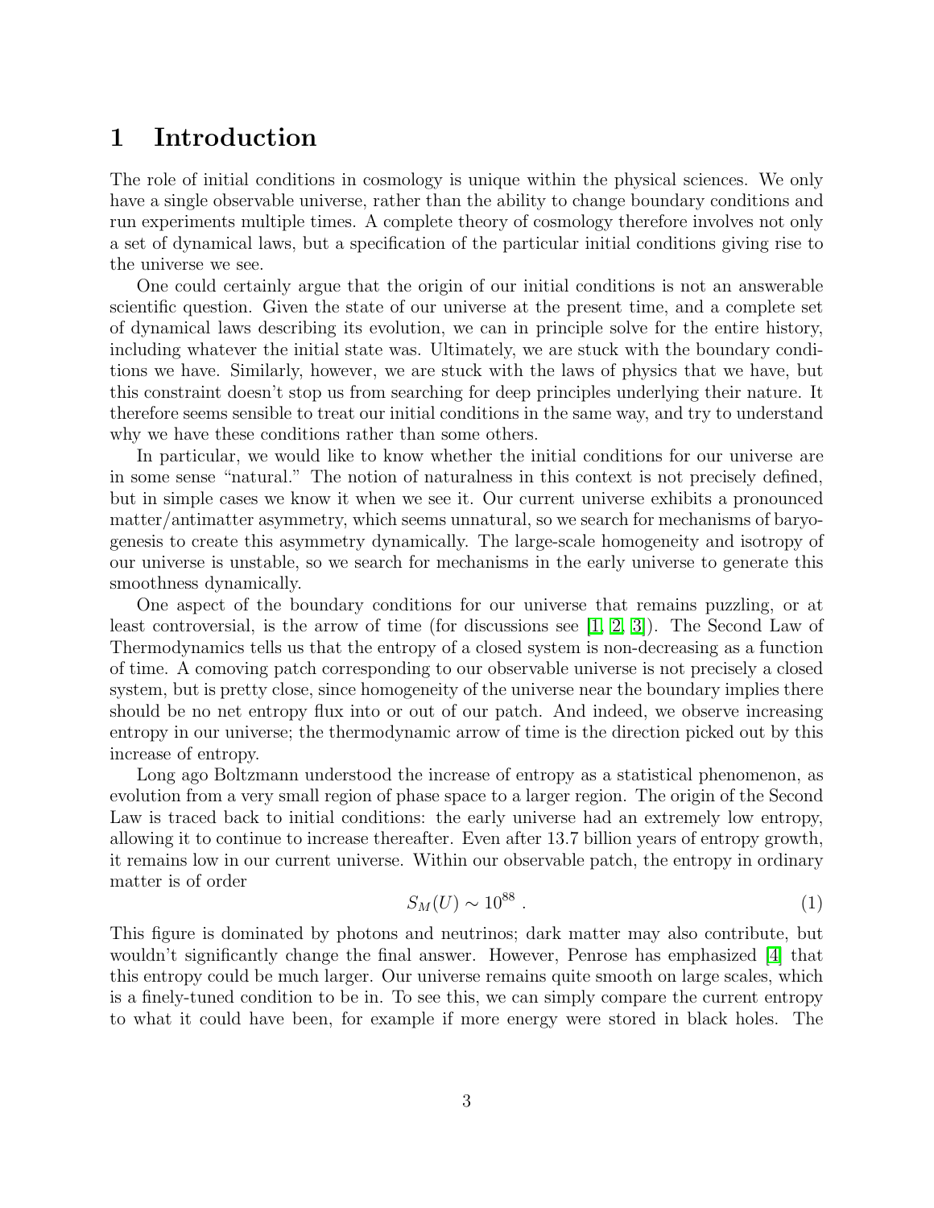# 1 Introduction

The role of initial conditions in cosmology is unique within the physical sciences. We only have a single observable universe, rather than the ability to change boundary conditions and run experiments multiple times. A complete theory of cosmology therefore involves not only a set of dynamical laws, but a specification of the particular initial conditions giving rise to the universe we see.

One could certainly argue that the origin of our initial conditions is not an answerable scientific question. Given the state of our universe at the present time, and a complete set of dynamical laws describing its evolution, we can in principle solve for the entire history, including whatever the initial state was. Ultimately, we are stuck with the boundary conditions we have. Similarly, however, we are stuck with the laws of physics that we have, but this constraint doesn't stop us from searching for deep principles underlying their nature. It therefore seems sensible to treat our initial conditions in the same way, and try to understand why we have these conditions rather than some others.

In particular, we would like to know whether the initial conditions for our universe are in some sense "natural." The notion of naturalness in this context is not precisely defined, but in simple cases we know it when we see it. Our current universe exhibits a pronounced matter/antimatter asymmetry, which seems unnatural, so we search for mechanisms of baryogenesis to create this asymmetry dynamically. The large-scale homogeneity and isotropy of our universe is unstable, so we search for mechanisms in the early universe to generate this smoothness dynamically.

One aspect of the boundary conditions for our universe that remains puzzling, or at least controversial, is the arrow of time (for discussions see [1, 2, 3]). The Second Law of Thermodynamics tells us that the entropy of a closed system is non-decreasing as a function of time. A comoving patch corresponding to our observable universe is not precisely a closed system, but is pretty close, since homogeneity of the universe near the boundary implies there should be no net entropy flux into or out of our patch. And indeed, we observe increasing entropy in our universe; the thermodynamic arrow of time is the direction picked out by this increase of entropy.

Long ago Boltzmann understood the increase of entropy as a statistical phenomenon, as evolution from a very small region of phase space to a larger region. The origin of the Second Law is traced back to initial conditions: the early universe had an extremely low entropy, allowing it to continue to increase thereafter. Even after 13.7 billion years of entropy growth, it remains low in our current universe. Within our observable patch, the entropy in ordinary matter is of order

$$S_M(U) \sim 10^{88} \ . \tag{1}$$

This figure is dominated by photons and neutrinos; dark matter may also contribute, but wouldn't significantly change the final answer. However, Penrose has emphasized [4] that this entropy could be much larger. Our universe remains quite smooth on large scales, which is a finely-tuned condition to be in. To see this, we can simply compare the current entropy to what it could have been, for example if more energy were stored in black holes. The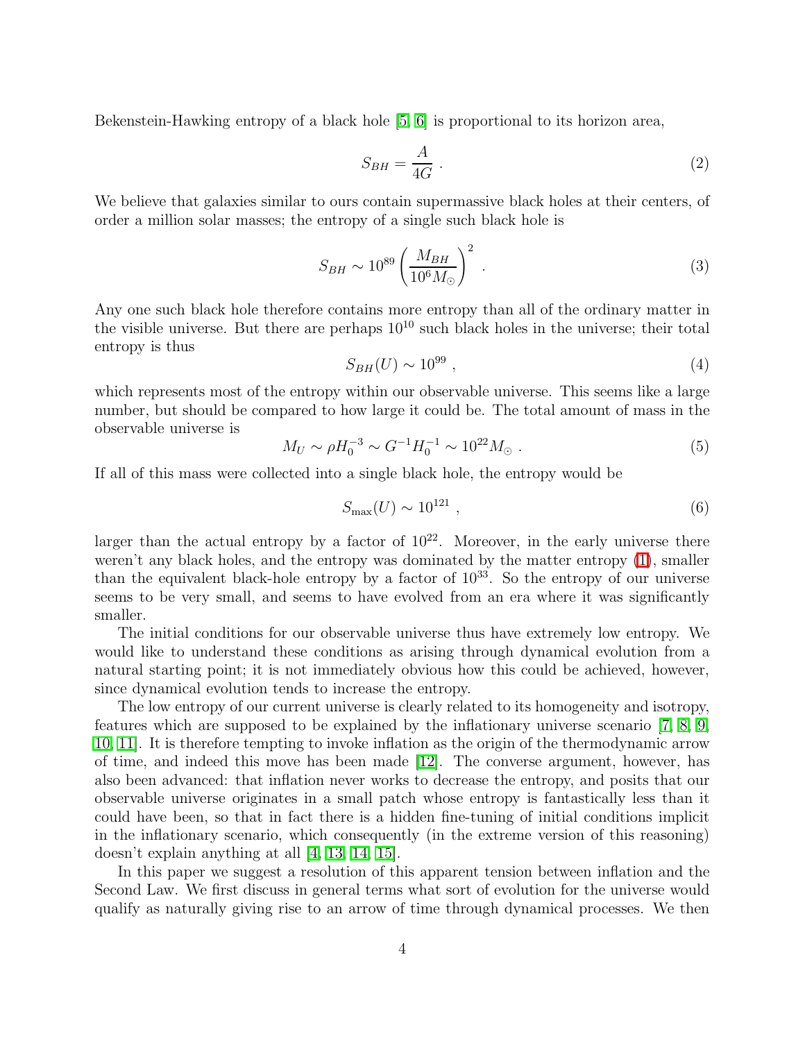Bekenstein-Hawking entropy of a black hole [5, 6] is proportional to its horizon area,

$$S_{BH} = \frac{A}{4G} \ . \tag{2}$$

We believe that galaxies similar to ours contain supermassive black holes at their centers, of order a million solar masses; the entropy of a single such black hole is

$$S_{BH} \sim 10^{89} \left( \frac{M_{BH}}{10^6 M_\odot} \right)^2 \ . \tag{3}$$

Any one such black hole therefore contains more entropy than all of the ordinary matter in the visible universe. But there are perhaps $10^{10}$ such black holes in the universe; their total entropy is thus

$$S_{BH}(U) \sim 10^{99} \ , \tag{4}$$

which represents most of the entropy within our observable universe. This seems like a large number, but should be compared to how large it could be. The total amount of mass in the observable universe is

$$M_U \sim \rho H_0^{-3} \sim G^{-1} H_0^{-1} \sim 10^{22} M_\odot \ . \tag{5}$$

If all of this mass were collected into a single black hole, the entropy would be

$$S_{\max}(U) \sim 10^{121} \ , \tag{6}$$

larger than the actual entropy by a factor of $10^{22}$. Moreover, in the early universe there weren't any black holes, and the entropy was dominated by the matter entropy (1), smaller than the equivalent black-hole entropy by a factor of $10^{33}$. So the entropy of our universe seems to be very small, and seems to have evolved from an era where it was significantly smaller.

The initial conditions for our observable universe thus have extremely low entropy. We would like to understand these conditions as arising through dynamical evolution from a natural starting point; it is not immediately obvious how this could be achieved, however, since dynamical evolution tends to increase the entropy.

The low entropy of our current universe is clearly related to its homogeneity and isotropy, features which are supposed to be explained by the inflationary universe scenario [7, 8, 9, 10, 11]. It is therefore tempting to invoke inflation as the origin of the thermodynamic arrow of time, and indeed this move has been made [12]. The converse argument, however, has also been advanced: that inflation never works to decrease the entropy, and posits that our observable universe originates in a small patch whose entropy is fantastically less than it could have been, so that in fact there is a hidden fine-tuning of initial conditions implicit in the inflationary scenario, which consequently (in the extreme version of this reasoning) doesn't explain anything at all [4, 13, 14, 15].

In this paper we suggest a resolution of this apparent tension between inflation and the Second Law. We first discuss in general terms what sort of evolution for the universe would qualify as naturally giving rise to an arrow of time through dynamical processes. We then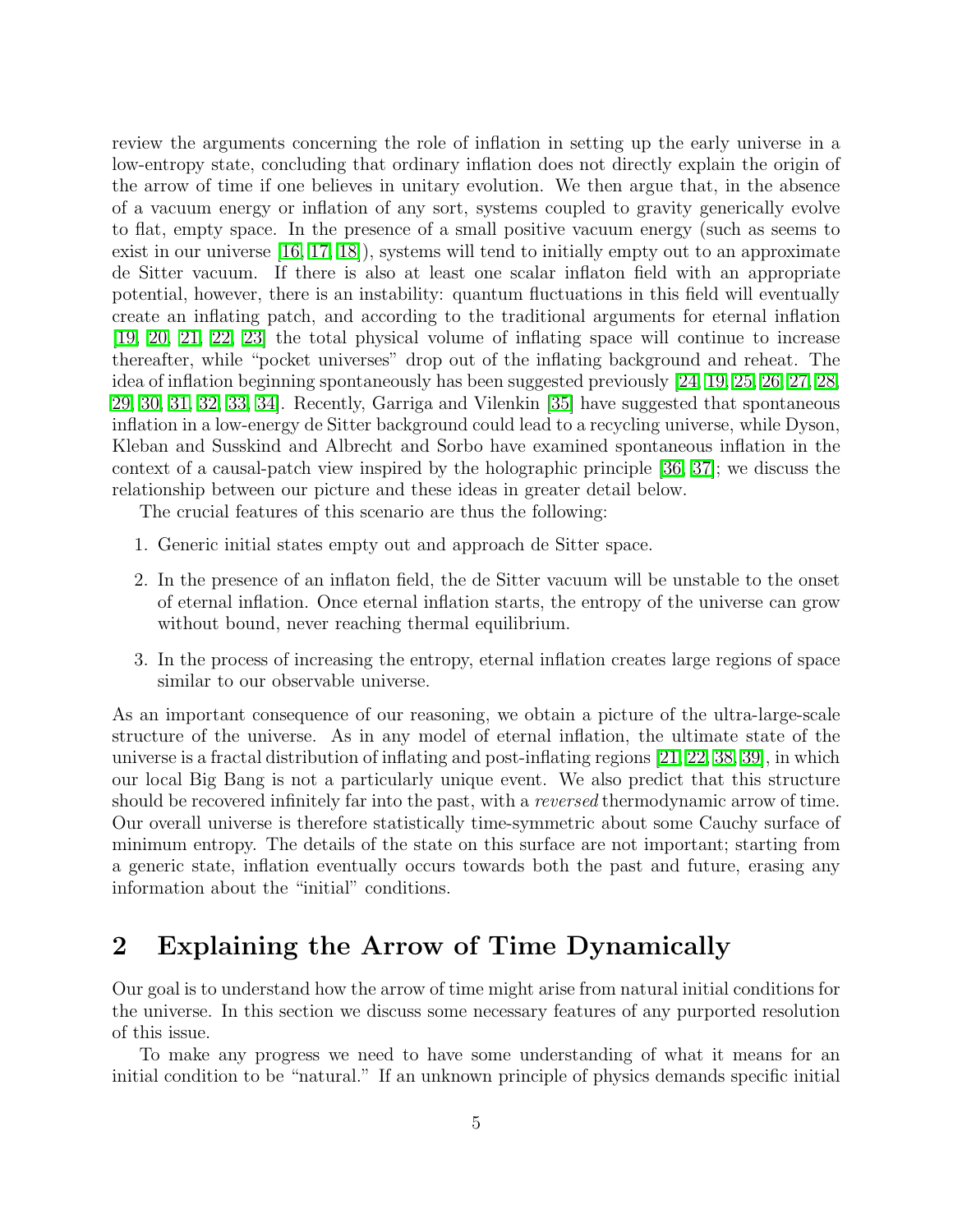review the arguments concerning the role of inflation in setting up the early universe in a low-entropy state, concluding that ordinary inflation does not directly explain the origin of the arrow of time if one believes in unitary evolution. We then argue that, in the absence of a vacuum energy or inflation of any sort, systems coupled to gravity generically evolve to flat, empty space. In the presence of a small positive vacuum energy (such as seems to exist in our universe [16, 17, 18]), systems will tend to initially empty out to an approximate de Sitter vacuum. If there is also at least one scalar inflaton field with an appropriate potential, however, there is an instability: quantum fluctuations in this field will eventually create an inflating patch, and according to the traditional arguments for eternal inflation [19, 20, 21, 22, 23] the total physical volume of inflating space will continue to increase thereafter, while "pocket universes" drop out of the inflating background and reheat. The idea of inflation beginning spontaneously has been suggested previously [24, 19, 25, 26, 27, 28, 29, 30, 31, 32, 33, 34]. Recently, Garriga and Vilenkin [35] have suggested that spontaneous inflation in a low-energy de Sitter background could lead to a recycling universe, while Dyson, Kleban and Susskind and Albrecht and Sorbo have examined spontaneous inflation in the context of a causal-patch view inspired by the holographic principle [36, 37]; we discuss the relationship between our picture and these ideas in greater detail below.

The crucial features of this scenario are thus the following:

1. Generic initial states empty out and approach de Sitter space.
2. In the presence of an inflaton field, the de Sitter vacuum will be unstable to the onset of eternal inflation. Once eternal inflation starts, the entropy of the universe can grow without bound, never reaching thermal equilibrium.
3. In the process of increasing the entropy, eternal inflation creates large regions of space similar to our observable universe.

As an important consequence of our reasoning, we obtain a picture of the ultra-large-scale structure of the universe. As in any model of eternal inflation, the ultimate state of the universe is a fractal distribution of inflating and post-inflating regions [21, 22, 38, 39], in which our local Big Bang is not a particularly unique event. We also predict that this structure should be recovered infinitely far into the past, with a *reversed* thermodynamic arrow of time. Our overall universe is therefore statistically time-symmetric about some Cauchy surface of minimum entropy. The details of the state on this surface are not important; starting from a generic state, inflation eventually occurs towards both the past and future, erasing any information about the "initial" conditions.

## 2 Explaining the Arrow of Time Dynamically

Our goal is to understand how the arrow of time might arise from natural initial conditions for the universe. In this section we discuss some necessary features of any purported resolution of this issue.

To make any progress we need to have some understanding of what it means for an initial condition to be "natural." If an unknown principle of physics demands specific initial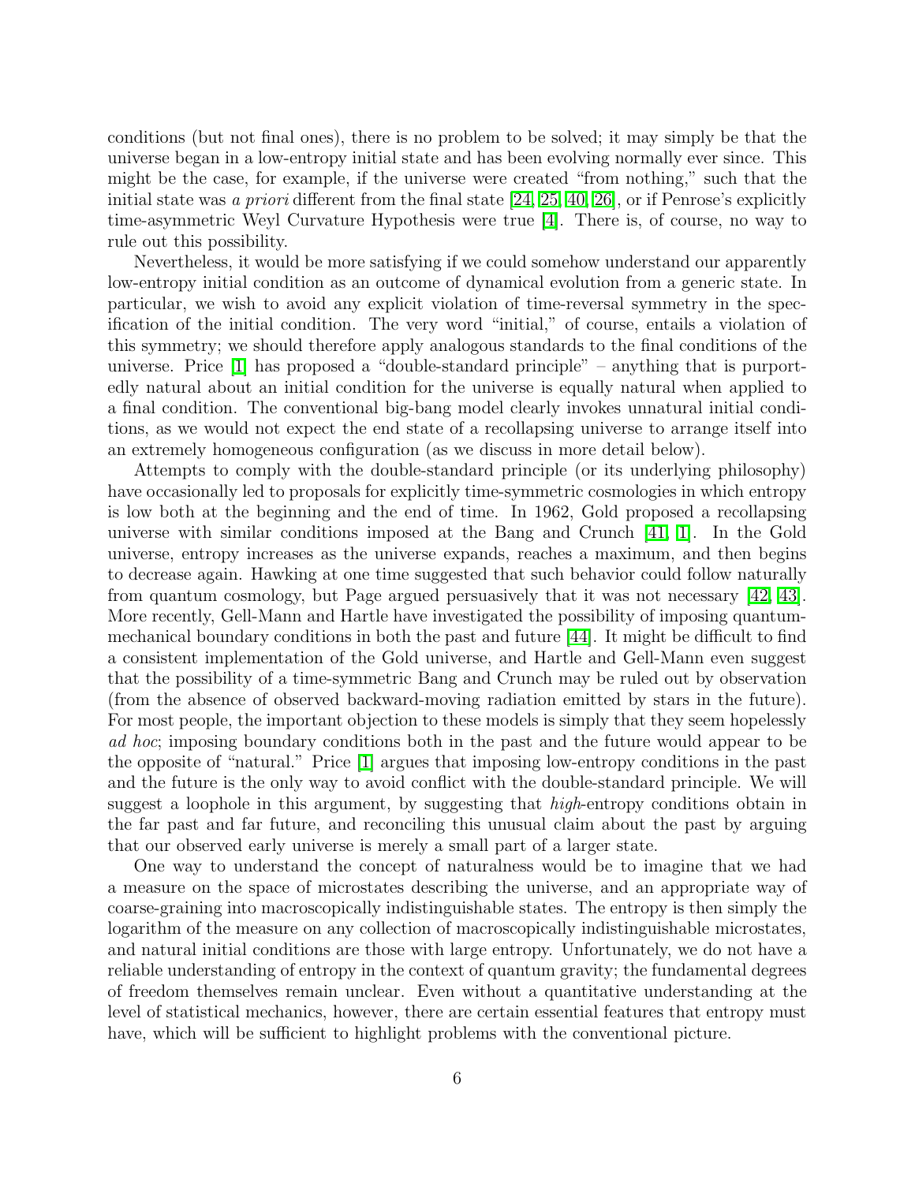conditions (but not final ones), there is no problem to be solved; it may simply be that the universe began in a low-entropy initial state and has been evolving normally ever since. This might be the case, for example, if the universe were created "from nothing," such that the initial state was *a priori* different from the final state [24, 25, 40, 26], or if Penrose's explicitly time-asymmetric Weyl Curvature Hypothesis were true [4]. There is, of course, no way to rule out this possibility.

Nevertheless, it would be more satisfying if we could somehow understand our apparently low-entropy initial condition as an outcome of dynamical evolution from a generic state. In particular, we wish to avoid any explicit violation of time-reversal symmetry in the specification of the initial condition. The very word "initial," of course, entails a violation of this symmetry; we should therefore apply analogous standards to the final conditions of the universe. Price [1] has proposed a "double-standard principle" – anything that is purportedly natural about an initial condition for the universe is equally natural when applied to a final condition. The conventional big-bang model clearly invokes unnatural initial conditions, as we would not expect the end state of a recollapsing universe to arrange itself into an extremely homogeneous configuration (as we discuss in more detail below).

Attempts to comply with the double-standard principle (or its underlying philosophy) have occasionally led to proposals for explicitly time-symmetric cosmologies in which entropy is low both at the beginning and the end of time. In 1962, Gold proposed a recollapsing universe with similar conditions imposed at the Bang and Crunch [41, 1]. In the Gold universe, entropy increases as the universe expands, reaches a maximum, and then begins to decrease again. Hawking at one time suggested that such behavior could follow naturally from quantum cosmology, but Page argued persuasively that it was not necessary [42, 43]. More recently, Gell-Mann and Hartle have investigated the possibility of imposing quantum-mechanical boundary conditions in both the past and future [44]. It might be difficult to find a consistent implementation of the Gold universe, and Hartle and Gell-Mann even suggest that the possibility of a time-symmetric Bang and Crunch may be ruled out by observation (from the absence of observed backward-moving radiation emitted by stars in the future). For most people, the important objection to these models is simply that they seem hopelessly *ad hoc*; imposing boundary conditions both in the past and the future would appear to be the opposite of "natural." Price [1] argues that imposing low-entropy conditions in the past and the future is the only way to avoid conflict with the double-standard principle. We will suggest a loophole in this argument, by suggesting that *high*-entropy conditions obtain in the far past and far future, and reconciling this unusual claim about the past by arguing that our observed early universe is merely a small part of a larger state.

One way to understand the concept of naturalness would be to imagine that we had a measure on the space of microstates describing the universe, and an appropriate way of coarse-graining into macroscopically indistinguishable states. The entropy is then simply the logarithm of the measure on any collection of macroscopically indistinguishable microstates, and natural initial conditions are those with large entropy. Unfortunately, we do not have a reliable understanding of entropy in the context of quantum gravity; the fundamental degrees of freedom themselves remain unclear. Even without a quantitative understanding at the level of statistical mechanics, however, there are certain essential features that entropy must have, which will be sufficient to highlight problems with the conventional picture.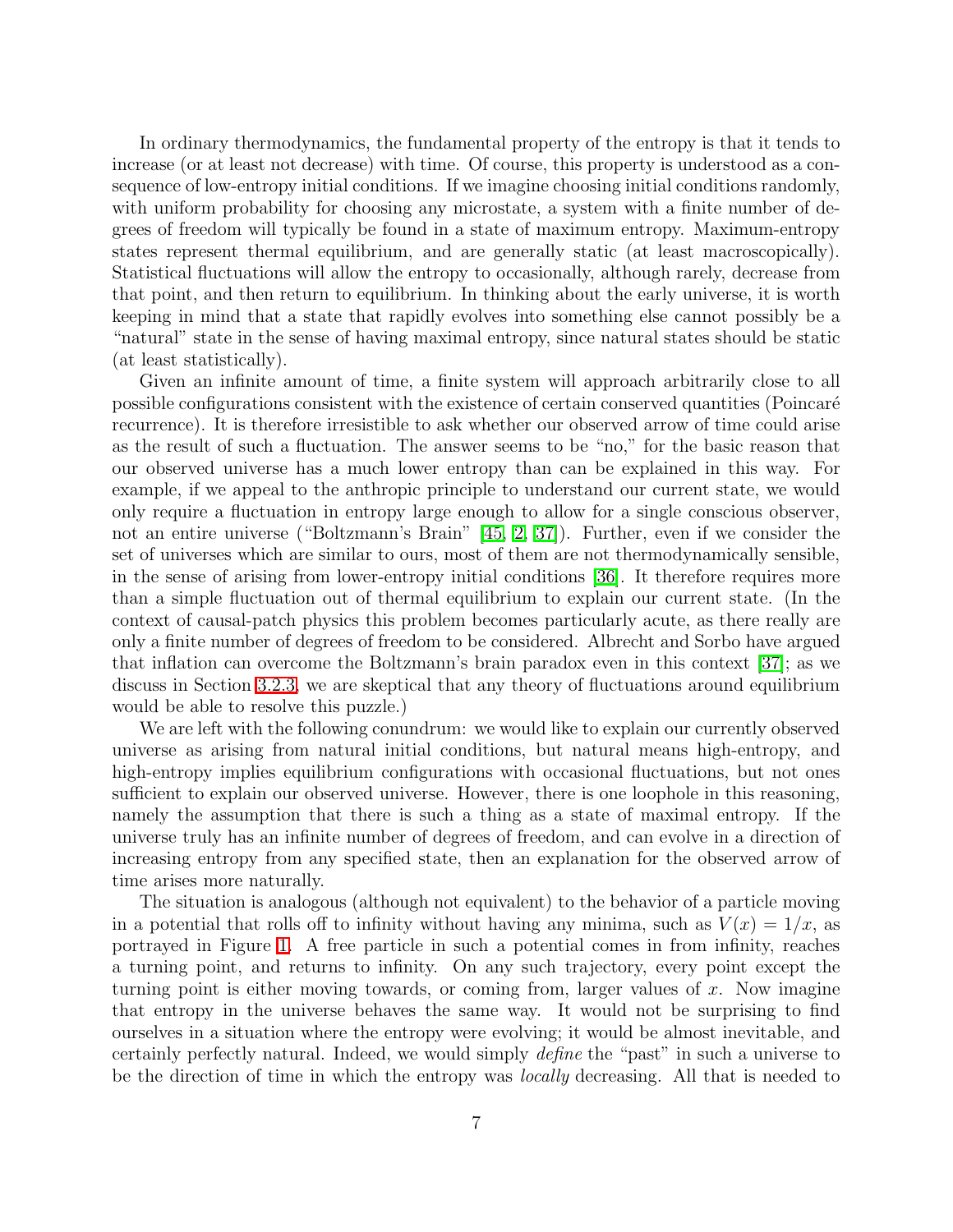In ordinary thermodynamics, the fundamental property of the entropy is that it tends to increase (or at least not decrease) with time. Of course, this property is understood as a consequence of low-entropy initial conditions. If we imagine choosing initial conditions randomly, with uniform probability for choosing any microstate, a system with a finite number of degrees of freedom will typically be found in a state of maximum entropy. Maximum-entropy states represent thermal equilibrium, and are generally static (at least macroscopically). Statistical fluctuations will allow the entropy to occasionally, although rarely, decrease from that point, and then return to equilibrium. In thinking about the early universe, it is worth keeping in mind that a state that rapidly evolves into something else cannot possibly be a "natural" state in the sense of having maximal entropy, since natural states should be static (at least statistically).

Given an infinite amount of time, a finite system will approach arbitrarily close to all possible configurations consistent with the existence of certain conserved quantities (Poincaré recurrence). It is therefore irresistible to ask whether our observed arrow of time could arise as the result of such a fluctuation. The answer seems to be "no," for the basic reason that our observed universe has a much lower entropy than can be explained in this way. For example, if we appeal to the anthropic principle to understand our current state, we would only require a fluctuation in entropy large enough to allow for a single conscious observer, not an entire universe ("Boltzmann's Brain" [45, 2, 37]). Further, even if we consider the set of universes which are similar to ours, most of them are not thermodynamically sensible, in the sense of arising from lower-entropy initial conditions [36]. It therefore requires more than a simple fluctuation out of thermal equilibrium to explain our current state. (In the context of causal-patch physics this problem becomes particularly acute, as there really are only a finite number of degrees of freedom to be considered. Albrecht and Sorbo have argued that inflation can overcome the Boltzmann's brain paradox even in this context [37]; as we discuss in Section 3.2.3, we are skeptical that any theory of fluctuations around equilibrium would be able to resolve this puzzle.)

We are left with the following conundrum: we would like to explain our currently observed universe as arising from natural initial conditions, but natural means high-entropy, and high-entropy implies equilibrium configurations with occasional fluctuations, but not ones sufficient to explain our observed universe. However, there is one loophole in this reasoning, namely the assumption that there is such a thing as a state of maximal entropy. If the universe truly has an infinite number of degrees of freedom, and can evolve in a direction of increasing entropy from any specified state, then an explanation for the observed arrow of time arises more naturally.

The situation is analogous (although not equivalent) to the behavior of a particle moving in a potential that rolls off to infinity without having any minima, such as $V(x) = 1/x$, as portrayed in Figure 1. A free particle in such a potential comes in from infinity, reaches a turning point, and returns to infinity. On any such trajectory, every point except the turning point is either moving towards, or coming from, larger values of $x$. Now imagine that entropy in the universe behaves the same way. It would not be surprising to find ourselves in a situation where the entropy were evolving; it would be almost inevitable, and certainly perfectly natural. Indeed, we would simply *define* the "past" in such a universe to be the direction of time in which the entropy was *locally* decreasing. All that is needed to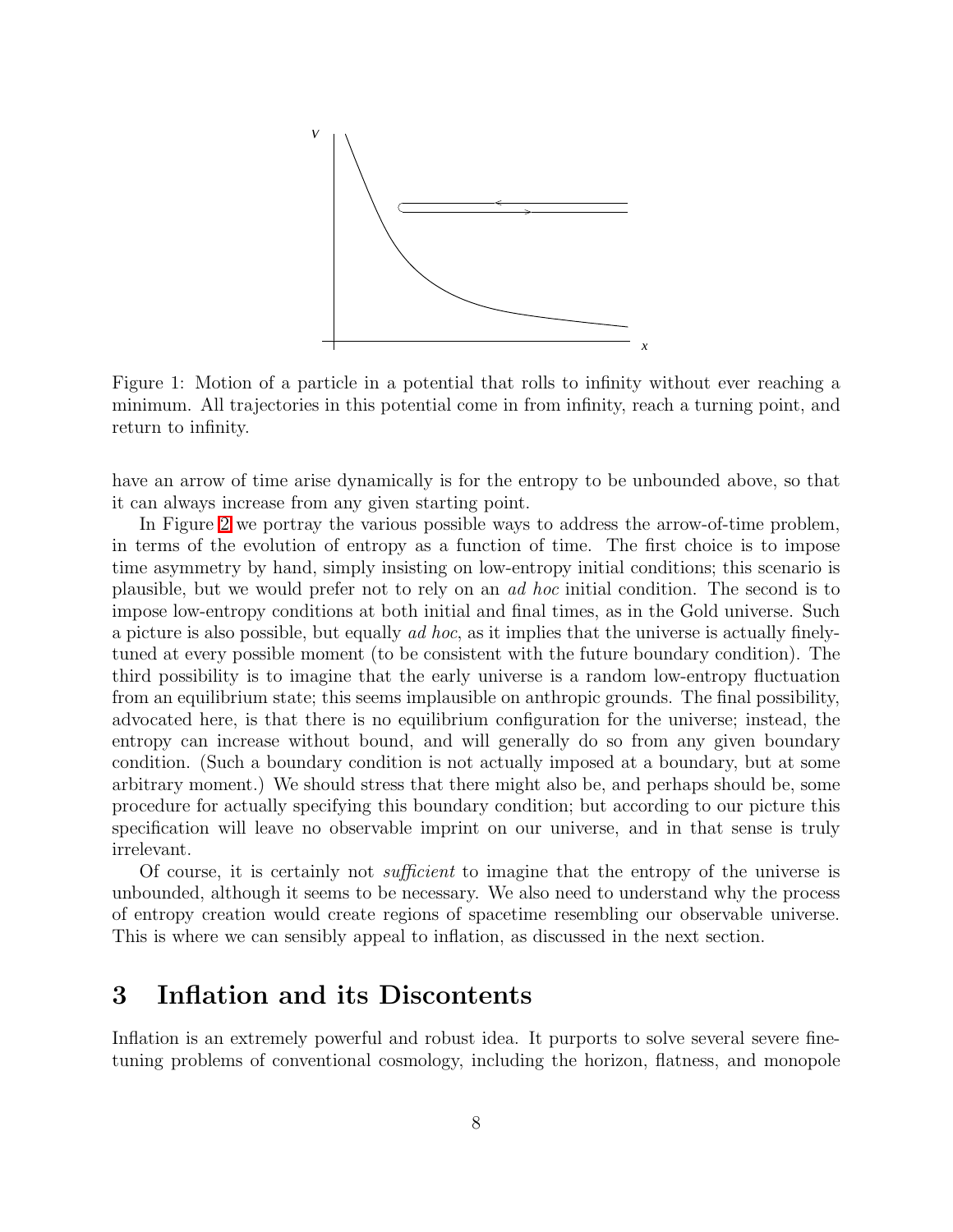Figure 1: Motion of a particle in a potential that rolls to infinity without ever reaching a minimum. All trajectories in this potential come in from infinity, reach a turning point, and return to infinity.

have an arrow of time arise dynamically is for the entropy to be unbounded above, so that it can always increase from any given starting point.

In Figure 2 we portray the various possible ways to address the arrow-of-time problem, in terms of the evolution of entropy as a function of time. The first choice is to impose time asymmetry by hand, simply insisting on low-entropy initial conditions; this scenario is plausible, but we would prefer not to rely on an *ad hoc* initial condition. The second is to impose low-entropy conditions at both initial and final times, as in the Gold universe. Such a picture is also possible, but equally *ad hoc*, as it implies that the universe is actually finely-tuned at every possible moment (to be consistent with the future boundary condition). The third possibility is to imagine that the early universe is a random low-entropy fluctuation from an equilibrium state; this seems implausible on anthropic grounds. The final possibility, advocated here, is that there is no equilibrium configuration for the universe; instead, the entropy can increase without bound, and will generally do so from any given boundary condition. (Such a boundary condition is not actually imposed at a boundary, but at some arbitrary moment.) We should stress that there might also be, and perhaps should be, some procedure for actually specifying this boundary condition; but according to our picture this specification will leave no observable imprint on our universe, and in that sense is truly irrelevant.

Of course, it is certainly not *sufficient* to imagine that the entropy of the universe is unbounded, although it seems to be necessary. We also need to understand why the process of entropy creation would create regions of spacetime resembling our observable universe. This is where we can sensibly appeal to inflation, as discussed in the next section.

## 3 Inflation and its Discontents

Inflation is an extremely powerful and robust idea. It purports to solve several severe fine-tuning problems of conventional cosmology, including the horizon, flatness, and monopole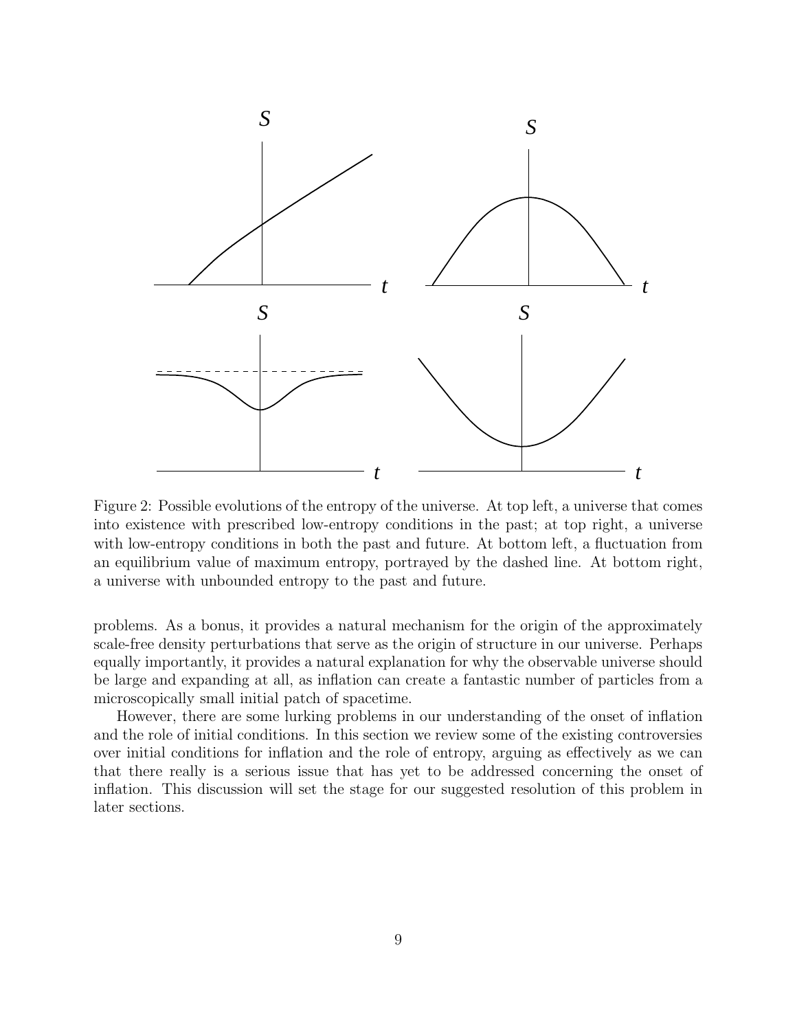Figure 2: Possible evolutions of the entropy of the universe. At top left, a universe that comes into existence with prescribed low-entropy conditions in the past; at top right, a universe with low-entropy conditions in both the past and future. At bottom left, a fluctuation from an equilibrium value of maximum entropy, portrayed by the dashed line. At bottom right, a universe with unbounded entropy to the past and future.

problems. As a bonus, it provides a natural mechanism for the origin of the approximately scale-free density perturbations that serve as the origin of structure in our universe. Perhaps equally importantly, it provides a natural explanation for why the observable universe should be large and expanding at all, as inflation can create a fantastic number of particles from a microscopically small initial patch of spacetime.

However, there are some lurking problems in our understanding of the onset of inflation and the role of initial conditions. In this section we review some of the existing controversies over initial conditions for inflation and the role of entropy, arguing as effectively as we can that there really is a serious issue that has yet to be addressed concerning the onset of inflation. This discussion will set the stage for our suggested resolution of this problem in later sections.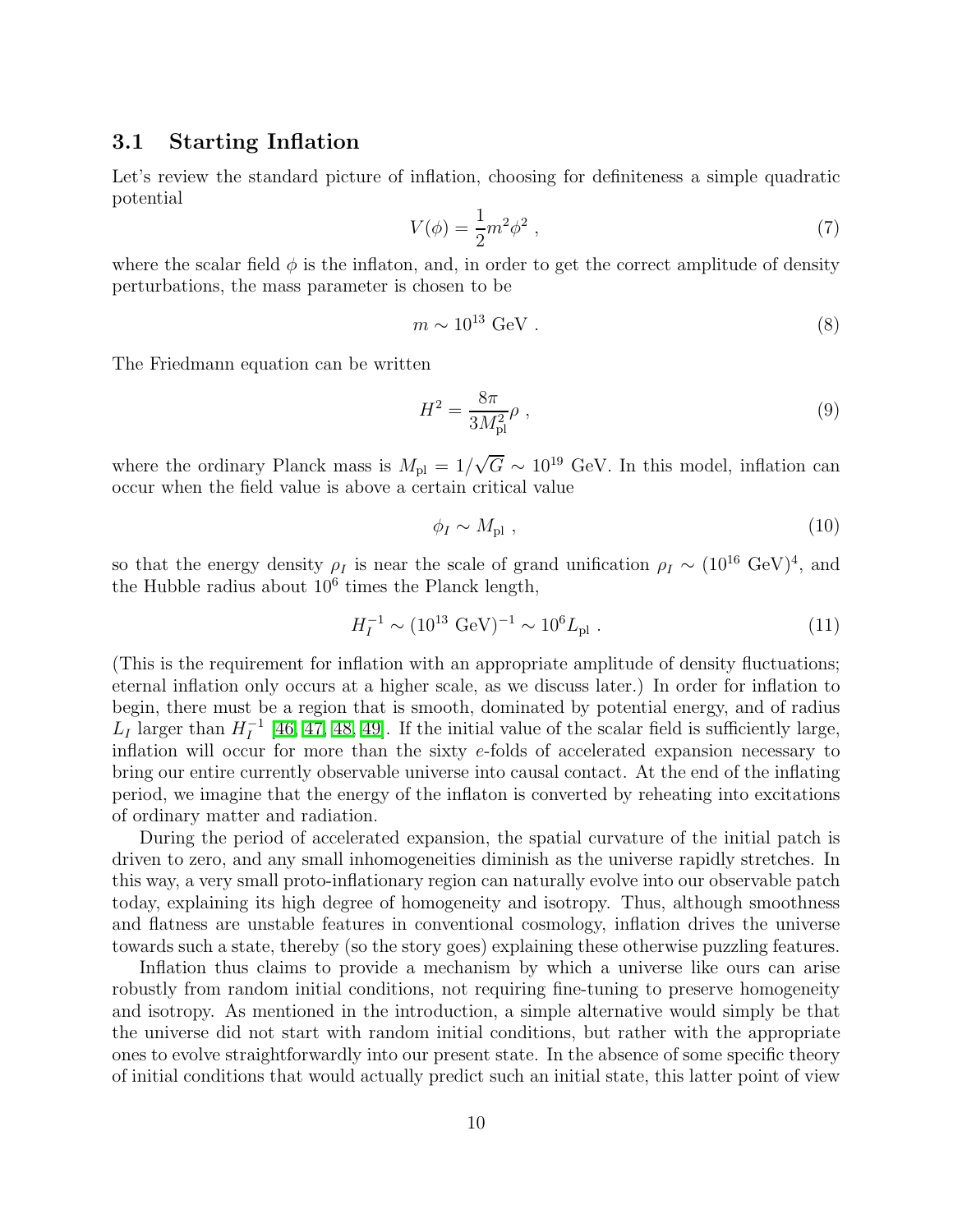### 3.1 Starting Inflation

Let's review the standard picture of inflation, choosing for definiteness a simple quadratic potential

$$V(\phi) = \frac{1}{2}m^2\phi^2 \ , \tag{7}$$

where the scalar field $\phi$ is the inflaton, and, in order to get the correct amplitude of density perturbations, the mass parameter is chosen to be

$$m \sim 10^{13} \text{ GeV} \ . \tag{8}$$

The Friedmann equation can be written

$$H^2 = \frac{8\pi}{3M_{\rm pl}^2}\rho \ , \tag{9}$$

where the ordinary Planck mass is $M_{\rm pl} = 1/\sqrt{G} \sim 10^{19}$ GeV. In this model, inflation can occur when the field value is above a certain critical value

$$\phi_I \sim M_{\rm pl} \ , \tag{10}$$

so that the energy density $\rho_I$ is near the scale of grand unification $\rho_I \sim (10^{16} \text{ GeV})^4$, and the Hubble radius about $10^6$ times the Planck length,

$$H_I^{-1} \sim (10^{13} \text{ GeV})^{-1} \sim 10^6 L_{\rm pl} \ . \tag{11}$$

(This is the requirement for inflation with an appropriate amplitude of density fluctuations; eternal inflation only occurs at a higher scale, as we discuss later.) In order for inflation to begin, there must be a region that is smooth, dominated by potential energy, and of radius $L_I$ larger than $H_I^{-1}$ [46, 47, 48, 49]. If the initial value of the scalar field is sufficiently large, inflation will occur for more than the sixty $e$-folds of accelerated expansion necessary to bring our entire currently observable universe into causal contact. At the end of the inflating period, we imagine that the energy of the inflaton is converted by reheating into excitations of ordinary matter and radiation.

During the period of accelerated expansion, the spatial curvature of the initial patch is driven to zero, and any small inhomogeneities diminish as the universe rapidly stretches. In this way, a very small proto-inflationary region can naturally evolve into our observable patch today, explaining its high degree of homogeneity and isotropy. Thus, although smoothness and flatness are unstable features in conventional cosmology, inflation drives the universe towards such a state, thereby (so the story goes) explaining these otherwise puzzling features.

Inflation thus claims to provide a mechanism by which a universe like ours can arise robustly from random initial conditions, not requiring fine-tuning to preserve homogeneity and isotropy. As mentioned in the introduction, a simple alternative would simply be that the universe did not start with random initial conditions, but rather with the appropriate ones to evolve straightforwardly into our present state. In the absence of some specific theory of initial conditions that would actually predict such an initial state, this latter point of view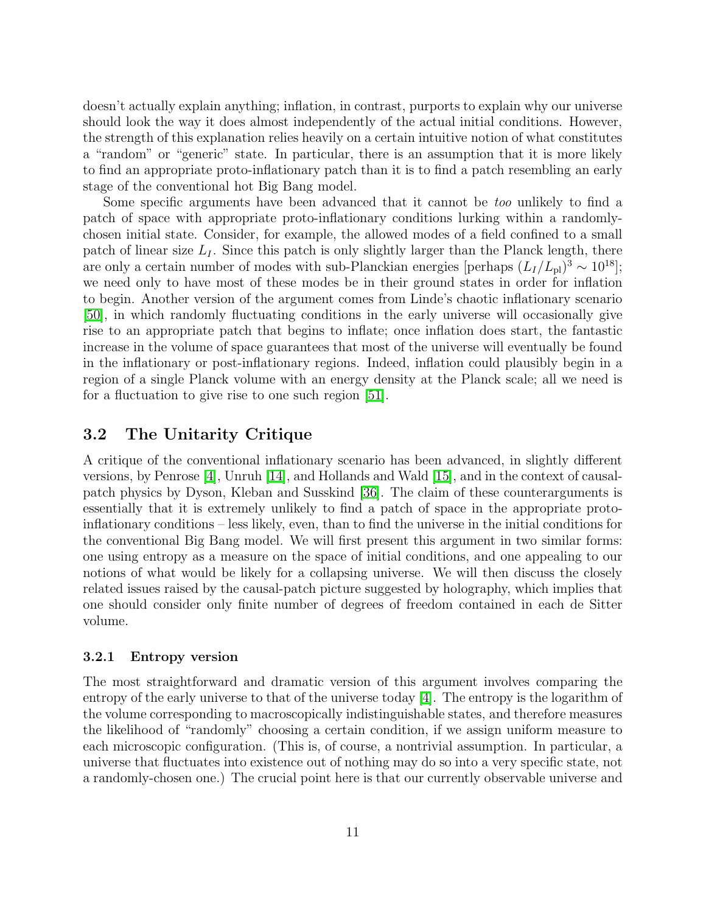doesn't actually explain anything; inflation, in contrast, purports to explain why our universe should look the way it does almost independently of the actual initial conditions. However, the strength of this explanation relies heavily on a certain intuitive notion of what constitutes a "random" or "generic" state. In particular, there is an assumption that it is more likely to find an appropriate proto-inflationary patch than it is to find a patch resembling an early stage of the conventional hot Big Bang model.

Some specific arguments have been advanced that it cannot be *too* unlikely to find a patch of space with appropriate proto-inflationary conditions lurking within a randomly-chosen initial state. Consider, for example, the allowed modes of a field confined to a small patch of linear size $L_I$. Since this patch is only slightly larger than the Planck length, there are only a certain number of modes with sub-Planckian energies [perhaps $(L_I/L_{\rm pl})^3 \sim 10^{18}$]; we need only to have most of these modes be in their ground states in order for inflation to begin. Another version of the argument comes from Linde's chaotic inflationary scenario [50], in which randomly fluctuating conditions in the early universe will occasionally give rise to an appropriate patch that begins to inflate; once inflation does start, the fantastic increase in the volume of space guarantees that most of the universe will eventually be found in the inflationary or post-inflationary regions. Indeed, inflation could plausibly begin in a region of a single Planck volume with an energy density at the Planck scale; all we need is for a fluctuation to give rise to one such region [51].

## 3.2 The Unitarity Critique

A critique of the conventional inflationary scenario has been advanced, in slightly different versions, by Penrose [4], Unruh [14], and Hollands and Wald [15], and in the context of causal-patch physics by Dyson, Kleban and Susskind [36]. The claim of these counterarguments is essentially that it is extremely unlikely to find a patch of space in the appropriate proto-inflationary conditions – less likely, even, than to find the universe in the initial conditions for the conventional Big Bang model. We will first present this argument in two similar forms: one using entropy as a measure on the space of initial conditions, and one appealing to our notions of what would be likely for a collapsing universe. We will then discuss the closely related issues raised by the causal-patch picture suggested by holography, which implies that one should consider only finite number of degrees of freedom contained in each de Sitter volume.

### 3.2.1 Entropy version

The most straightforward and dramatic version of this argument involves comparing the entropy of the early universe to that of the universe today [4]. The entropy is the logarithm of the volume corresponding to macroscopically indistinguishable states, and therefore measures the likelihood of "randomly" choosing a certain condition, if we assign uniform measure to each microscopic configuration. (This is, of course, a nontrivial assumption. In particular, a universe that fluctuates into existence out of nothing may do so into a very specific state, not a randomly-chosen one.) The crucial point here is that our currently observable universe and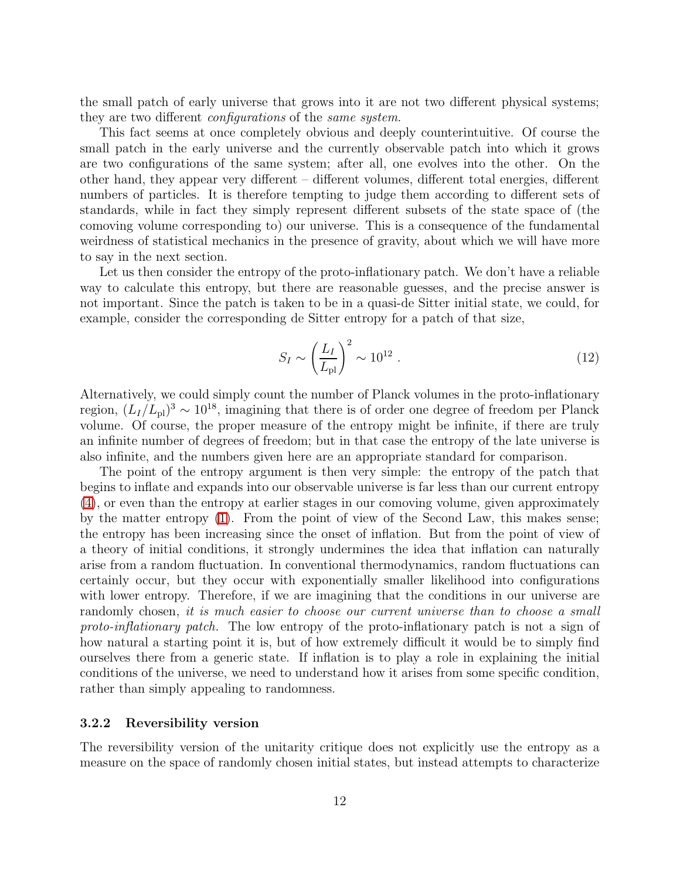the small patch of early universe that grows into it are not two different physical systems; they are two different *configurations* of the *same system*.

This fact seems at once completely obvious and deeply counterintuitive. Of course the small patch in the early universe and the currently observable patch into which it grows are two configurations of the same system; after all, one evolves into the other. On the other hand, they appear very different – different volumes, different total energies, different numbers of particles. It is therefore tempting to judge them according to different sets of standards, while in fact they simply represent different subsets of the state space of (the comoving volume corresponding to) our universe. This is a consequence of the fundamental weirdness of statistical mechanics in the presence of gravity, about which we will have more to say in the next section.

Let us then consider the entropy of the proto-inflationary patch. We don't have a reliable way to calculate this entropy, but there are reasonable guesses, and the precise answer is not important. Since the patch is taken to be in a quasi-de Sitter initial state, we could, for example, consider the corresponding de Sitter entropy for a patch of that size,

$$S_I \sim \left(\frac{L_I}{L_{\rm pl}}\right)^2 \sim 10^{12} \ . \tag{12}$$

Alternatively, we could simply count the number of Planck volumes in the proto-inflationary region, $(L_I/L_{\rm pl})^3 \sim 10^{18}$, imagining that there is of order one degree of freedom per Planck volume. Of course, the proper measure of the entropy might be infinite, if there are truly an infinite number of degrees of freedom; but in that case the entropy of the late universe is also infinite, and the numbers given here are an appropriate standard for comparison.

The point of the entropy argument is then very simple: the entropy of the patch that begins to inflate and expands into our observable universe is far less than our current entropy (4), or even than the entropy at earlier stages in our comoving volume, given approximately by the matter entropy (1). From the point of view of the Second Law, this makes sense; the entropy has been increasing since the onset of inflation. But from the point of view of a theory of initial conditions, it strongly undermines the idea that inflation can naturally arise from a random fluctuation. In conventional thermodynamics, random fluctuations can certainly occur, but they occur with exponentially smaller likelihood into configurations with lower entropy. Therefore, if we are imagining that the conditions in our universe are randomly chosen, *it is much easier to choose our current universe than to choose a small proto-inflationary patch.* The low entropy of the proto-inflationary patch is not a sign of how natural a starting point it is, but of how extremely difficult it would be to simply find ourselves there from a generic state. If inflation is to play a role in explaining the initial conditions of the universe, we need to understand how it arises from some specific condition, rather than simply appealing to randomness.

#### 3.2.2 Reversibility version

The reversibility version of the unitarity critique does not explicitly use the entropy as a measure on the space of randomly chosen initial states, but instead attempts to characterize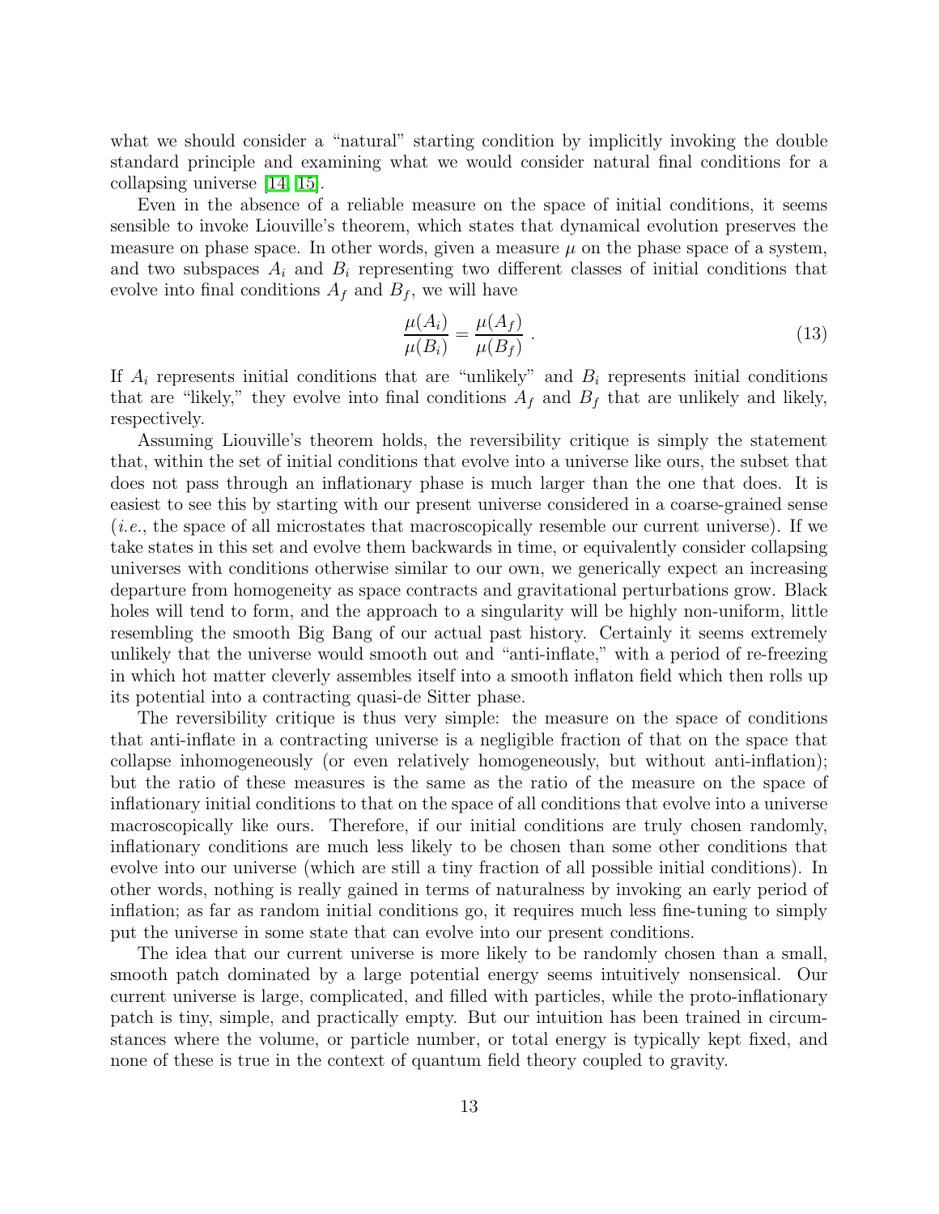what we should consider a "natural" starting condition by implicitly invoking the double standard principle and examining what we would consider natural final conditions for a collapsing universe [14, 15].

Even in the absence of a reliable measure on the space of initial conditions, it seems sensible to invoke Liouville's theorem, which states that dynamical evolution preserves the measure on phase space. In other words, given a measure $\mu$ on the phase space of a system, and two subspaces $A_i$ and $B_i$ representing two different classes of initial conditions that evolve into final conditions $A_f$ and $B_f$, we will have

$$\frac{\mu(A_i)}{\mu(B_i)} = \frac{\mu(A_f)}{\mu(B_f)} \ . \tag{13}$$

If $A_i$ represents initial conditions that are "unlikely" and $B_i$ represents initial conditions that are "likely," they evolve into final conditions $A_f$ and $B_f$ that are unlikely and likely, respectively.

Assuming Liouville's theorem holds, the reversibility critique is simply the statement that, within the set of initial conditions that evolve into a universe like ours, the subset that does not pass through an inflationary phase is much larger than the one that does. It is easiest to see this by starting with our present universe considered in a coarse-grained sense (*i.e.*, the space of all microstates that macroscopically resemble our current universe). If we take states in this set and evolve them backwards in time, or equivalently consider collapsing universes with conditions otherwise similar to our own, we generically expect an increasing departure from homogeneity as space contracts and gravitational perturbations grow. Black holes will tend to form, and the approach to a singularity will be highly non-uniform, little resembling the smooth Big Bang of our actual past history. Certainly it seems extremely unlikely that the universe would smooth out and "anti-inflate," with a period of re-freezing in which hot matter cleverly assembles itself into a smooth inflaton field which then rolls up its potential into a contracting quasi-de Sitter phase.

The reversibility critique is thus very simple: the measure on the space of conditions that anti-inflate in a contracting universe is a negligible fraction of that on the space that collapse inhomogeneously (or even relatively homogeneously, but without anti-inflation); but the ratio of these measures is the same as the ratio of the measure on the space of inflationary initial conditions to that on the space of all conditions that evolve into a universe macroscopically like ours. Therefore, if our initial conditions are truly chosen randomly, inflationary conditions are much less likely to be chosen than some other conditions that evolve into our universe (which are still a tiny fraction of all possible initial conditions). In other words, nothing is really gained in terms of naturalness by invoking an early period of inflation; as far as random initial conditions go, it requires much less fine-tuning to simply put the universe in some state that can evolve into our present conditions.

The idea that our current universe is more likely to be randomly chosen than a small, smooth patch dominated by a large potential energy seems intuitively nonsensical. Our current universe is large, complicated, and filled with particles, while the proto-inflationary patch is tiny, simple, and practically empty. But our intuition has been trained in circumstances where the volume, or particle number, or total energy is typically kept fixed, and none of these is true in the context of quantum field theory coupled to gravity.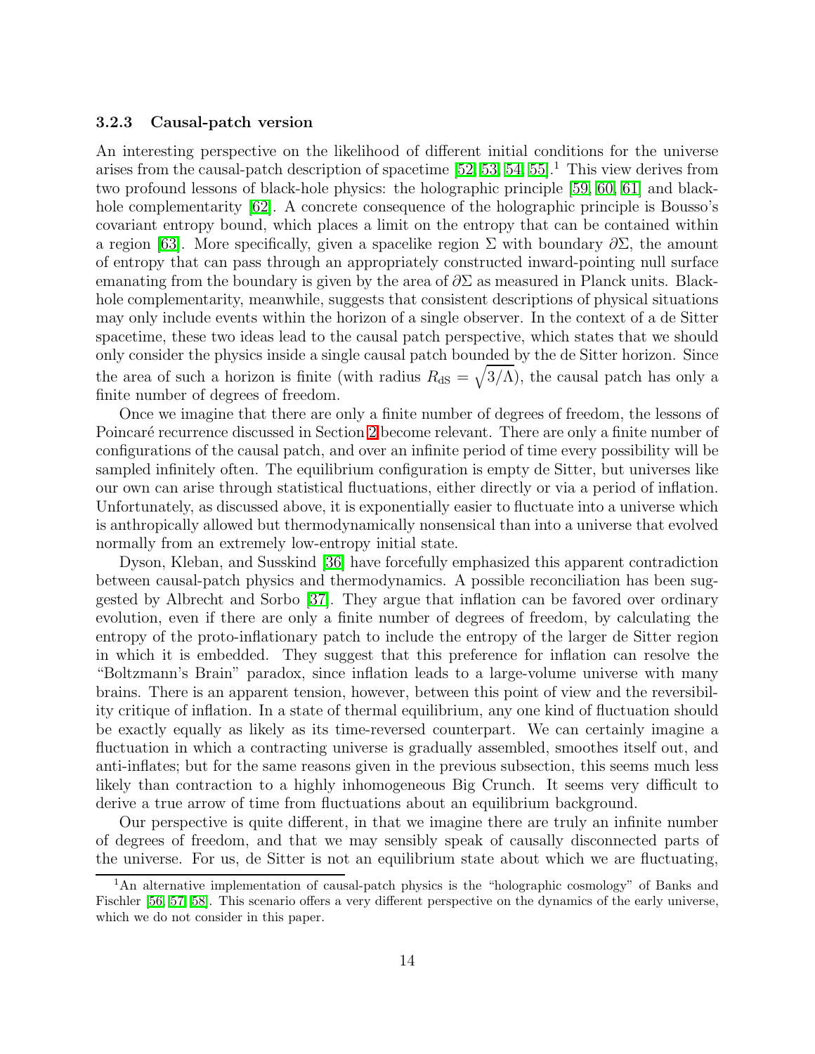### 3.2.3 Causal-patch version

An interesting perspective on the likelihood of different initial conditions for the universe arises from the causal-patch description of spacetime [52, 53, 54, 55].[1] This view derives from two profound lessons of black-hole physics: the holographic principle [59, 60, 61] and black-hole complementarity [62]. A concrete consequence of the holographic principle is Bousso's covariant entropy bound, which places a limit on the entropy that can be contained within a region [63]. More specifically, given a spacelike region $\Sigma$ with boundary $\partial\Sigma$, the amount of entropy that can pass through an appropriately constructed inward-pointing null surface emanating from the boundary is given by the area of $\partial\Sigma$ as measured in Planck units. Black-hole complementarity, meanwhile, suggests that consistent descriptions of physical situations may only include events within the horizon of a single observer. In the context of a de Sitter spacetime, these two ideas lead to the causal patch perspective, which states that we should only consider the physics inside a single causal patch bounded by the de Sitter horizon. Since the area of such a horizon is finite (with radius $R_{\rm dS} = \sqrt{3/\Lambda}$), the causal patch has only a finite number of degrees of freedom.

Once we imagine that there are only a finite number of degrees of freedom, the lessons of Poincaré recurrence discussed in Section 2 become relevant. There are only a finite number of configurations of the causal patch, and over an infinite period of time every possibility will be sampled infinitely often. The equilibrium configuration is empty de Sitter, but universes like our own can arise through statistical fluctuations, either directly or via a period of inflation. Unfortunately, as discussed above, it is exponentially easier to fluctuate into a universe which is anthropically allowed but thermodynamically nonsensical than into a universe that evolved normally from an extremely low-entropy initial state.

Dyson, Kleban, and Susskind [36] have forcefully emphasized this apparent contradiction between causal-patch physics and thermodynamics. A possible reconciliation has been suggested by Albrecht and Sorbo [37]. They argue that inflation can be favored over ordinary evolution, even if there are only a finite number of degrees of freedom, by calculating the entropy of the proto-inflationary patch to include the entropy of the larger de Sitter region in which it is embedded. They suggest that this preference for inflation can resolve the "Boltzmann's Brain" paradox, since inflation leads to a large-volume universe with many brains. There is an apparent tension, however, between this point of view and the reversibility critique of inflation. In a state of thermal equilibrium, any one kind of fluctuation should be exactly equally as likely as its time-reversed counterpart. We can certainly imagine a fluctuation in which a contracting universe is gradually assembled, smoothes itself out, and anti-inflates; but for the same reasons given in the previous subsection, this seems much less likely than contraction to a highly inhomogeneous Big Crunch. It seems very difficult to derive a true arrow of time from fluctuations about an equilibrium background.

Our perspective is quite different, in that we imagine there are truly an infinite number of degrees of freedom, and that we may sensibly speak of causally disconnected parts of the universe. For us, de Sitter is not an equilibrium state about which we are fluctuating,

[1] An alternative implementation of causal-patch physics is the "holographic cosmology" of Banks and Fischler [56, 57, 58]. This scenario offers a very different perspective on the dynamics of the early universe, which we do not consider in this paper.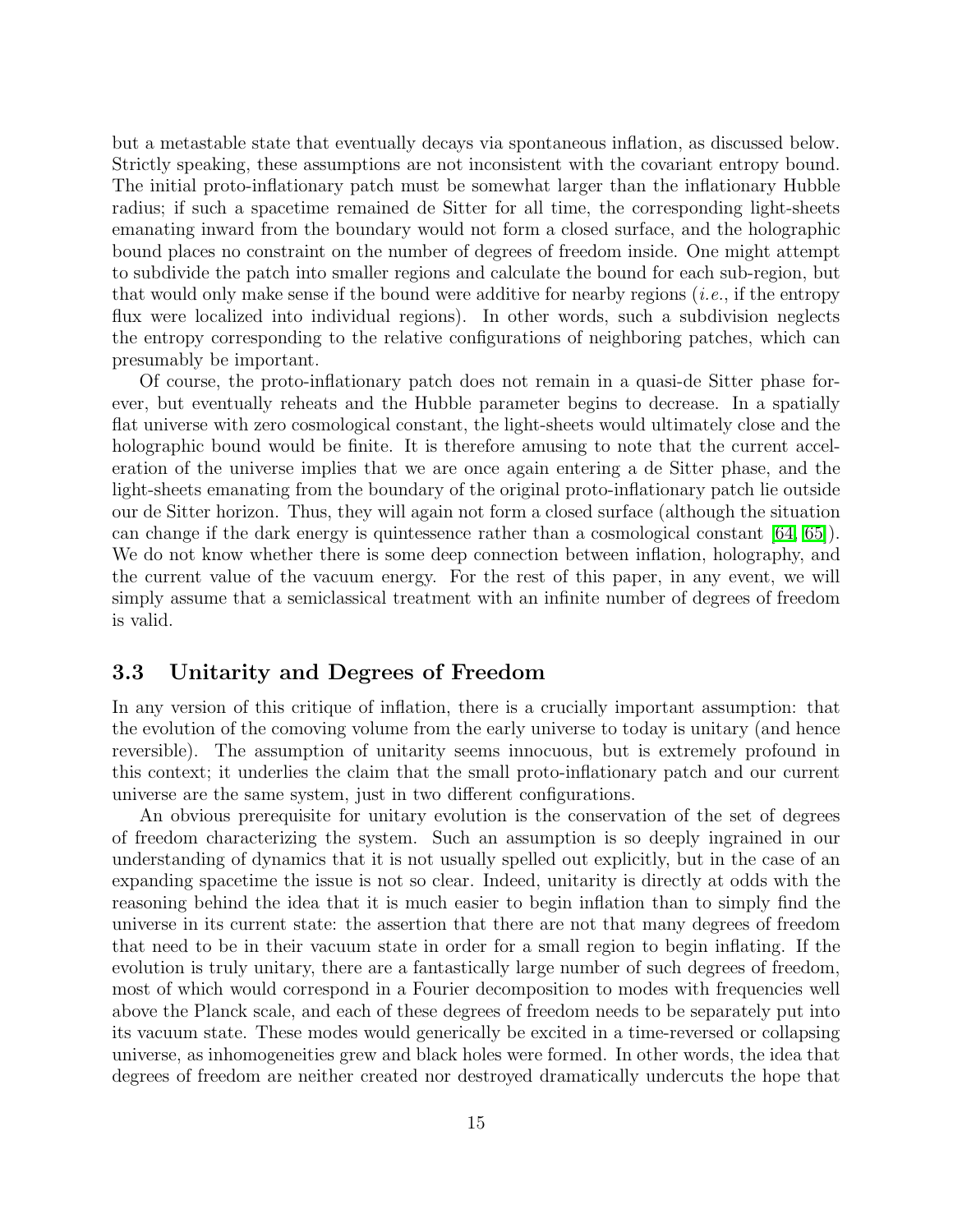but a metastable state that eventually decays via spontaneous inflation, as discussed below. Strictly speaking, these assumptions are not inconsistent with the covariant entropy bound. The initial proto-inflationary patch must be somewhat larger than the inflationary Hubble radius; if such a spacetime remained de Sitter for all time, the corresponding light-sheets emanating inward from the boundary would not form a closed surface, and the holographic bound places no constraint on the number of degrees of freedom inside. One might attempt to subdivide the patch into smaller regions and calculate the bound for each sub-region, but that would only make sense if the bound were additive for nearby regions (*i.e.*, if the entropy flux were localized into individual regions). In other words, such a subdivision neglects the entropy corresponding to the relative configurations of neighboring patches, which can presumably be important.

Of course, the proto-inflationary patch does not remain in a quasi-de Sitter phase forever, but eventually reheats and the Hubble parameter begins to decrease. In a spatially flat universe with zero cosmological constant, the light-sheets would ultimately close and the holographic bound would be finite. It is therefore amusing to note that the current acceleration of the universe implies that we are once again entering a de Sitter phase, and the light-sheets emanating from the boundary of the original proto-inflationary patch lie outside our de Sitter horizon. Thus, they will again not form a closed surface (although the situation can change if the dark energy is quintessence rather than a cosmological constant [64, 65]). We do not know whether there is some deep connection between inflation, holography, and the current value of the vacuum energy. For the rest of this paper, in any event, we will simply assume that a semiclassical treatment with an infinite number of degrees of freedom is valid.

## 3.3 Unitarity and Degrees of Freedom

In any version of this critique of inflation, there is a crucially important assumption: that the evolution of the comoving volume from the early universe to today is unitary (and hence reversible). The assumption of unitarity seems innocuous, but is extremely profound in this context; it underlies the claim that the small proto-inflationary patch and our current universe are the same system, just in two different configurations.

An obvious prerequisite for unitary evolution is the conservation of the set of degrees of freedom characterizing the system. Such an assumption is so deeply ingrained in our understanding of dynamics that it is not usually spelled out explicitly, but in the case of an expanding spacetime the issue is not so clear. Indeed, unitarity is directly at odds with the reasoning behind the idea that it is much easier to begin inflation than to simply find the universe in its current state: the assertion that there are not that many degrees of freedom that need to be in their vacuum state in order for a small region to begin inflating. If the evolution is truly unitary, there are a fantastically large number of such degrees of freedom, most of which would correspond in a Fourier decomposition to modes with frequencies well above the Planck scale, and each of these degrees of freedom needs to be separately put into its vacuum state. These modes would generically be excited in a time-reversed or collapsing universe, as inhomogeneities grew and black holes were formed. In other words, the idea that degrees of freedom are neither created nor destroyed dramatically undercuts the hope that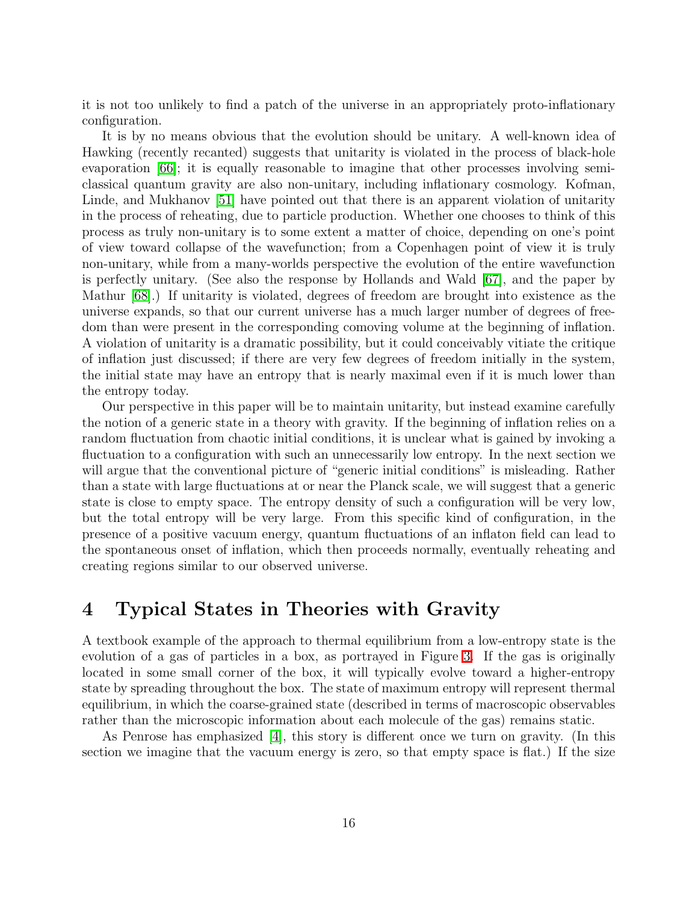it is not too unlikely to find a patch of the universe in an appropriately proto-inflationary configuration.

It is by no means obvious that the evolution should be unitary. A well-known idea of Hawking (recently recanted) suggests that unitarity is violated in the process of black-hole evaporation [66]; it is equally reasonable to imagine that other processes involving semi-classical quantum gravity are also non-unitary, including inflationary cosmology. Kofman, Linde, and Mukhanov [51] have pointed out that there is an apparent violation of unitarity in the process of reheating, due to particle production. Whether one chooses to think of this process as truly non-unitary is to some extent a matter of choice, depending on one's point of view toward collapse of the wavefunction; from a Copenhagen point of view it is truly non-unitary, while from a many-worlds perspective the evolution of the entire wavefunction is perfectly unitary. (See also the response by Hollands and Wald [67], and the paper by Mathur [68].) If unitarity is violated, degrees of freedom are brought into existence as the universe expands, so that our current universe has a much larger number of degrees of freedom than were present in the corresponding comoving volume at the beginning of inflation. A violation of unitarity is a dramatic possibility, but it could conceivably vitiate the critique of inflation just discussed; if there are very few degrees of freedom initially in the system, the initial state may have an entropy that is nearly maximal even if it is much lower than the entropy today.

Our perspective in this paper will be to maintain unitarity, but instead examine carefully the notion of a generic state in a theory with gravity. If the beginning of inflation relies on a random fluctuation from chaotic initial conditions, it is unclear what is gained by invoking a fluctuation to a configuration with such an unnecessarily low entropy. In the next section we will argue that the conventional picture of "generic initial conditions" is misleading. Rather than a state with large fluctuations at or near the Planck scale, we will suggest that a generic state is close to empty space. The entropy density of such a configuration will be very low, but the total entropy will be very large. From this specific kind of configuration, in the presence of a positive vacuum energy, quantum fluctuations of an inflaton field can lead to the spontaneous onset of inflation, which then proceeds normally, eventually reheating and creating regions similar to our observed universe.

# 4 Typical States in Theories with Gravity

A textbook example of the approach to thermal equilibrium from a low-entropy state is the evolution of a gas of particles in a box, as portrayed in Figure 3. If the gas is originally located in some small corner of the box, it will typically evolve toward a higher-entropy state by spreading throughout the box. The state of maximum entropy will represent thermal equilibrium, in which the coarse-grained state (described in terms of macroscopic observables rather than the microscopic information about each molecule of the gas) remains static.

As Penrose has emphasized [4], this story is different once we turn on gravity. (In this section we imagine that the vacuum energy is zero, so that empty space is flat.) If the size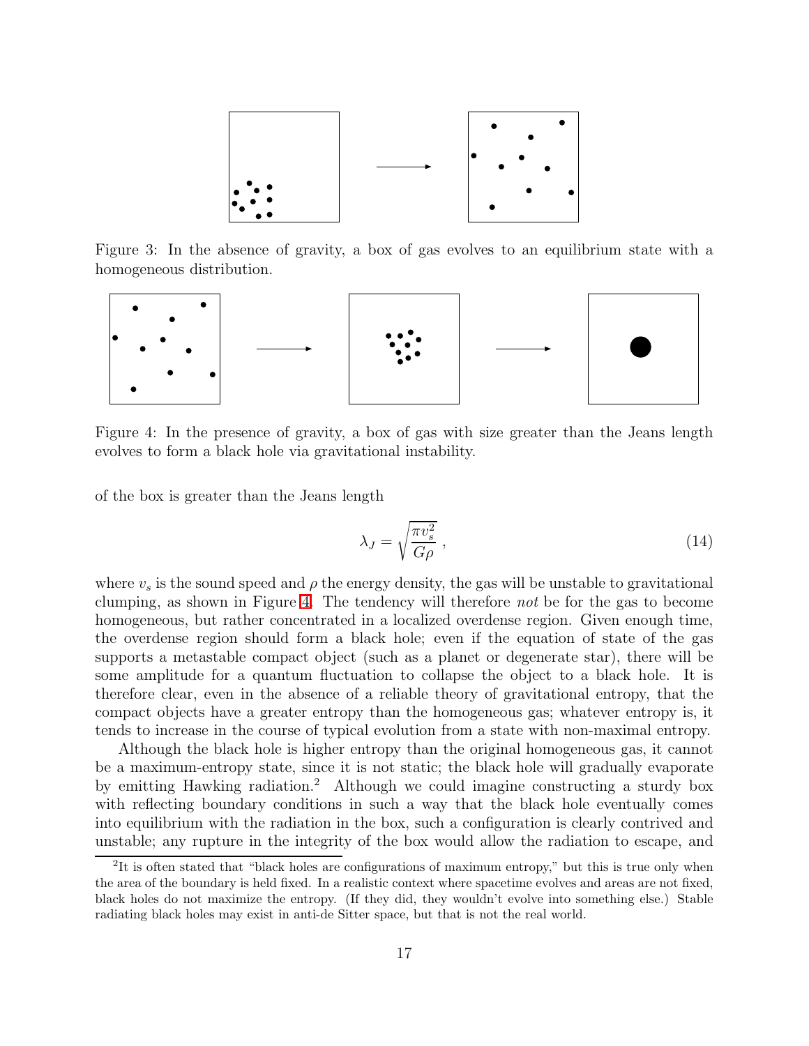Figure 3: In the absence of gravity, a box of gas evolves to an equilibrium state with a homogeneous distribution.

Figure 4: In the presence of gravity, a box of gas with size greater than the Jeans length evolves to form a black hole via gravitational instability.

of the box is greater than the Jeans length

$$\lambda_J = \sqrt{\frac{\pi v_s^2}{G\rho}}\,, \tag{14}$$

where $v_s$ is the sound speed and $\rho$ the energy density, the gas will be unstable to gravitational clumping, as shown in Figure 4. The tendency will therefore *not* be for the gas to become homogeneous, but rather concentrated in a localized overdense region. Given enough time, the overdense region should form a black hole; even if the equation of state of the gas supports a metastable compact object (such as a planet or degenerate star), there will be some amplitude for a quantum fluctuation to collapse the object to a black hole. It is therefore clear, even in the absence of a reliable theory of gravitational entropy, that the compact objects have a greater entropy than the homogeneous gas; whatever entropy is, it tends to increase in the course of typical evolution from a state with non-maximal entropy.

Although the black hole is higher entropy than the original homogeneous gas, it cannot be a maximum-entropy state, since it is not static; the black hole will gradually evaporate by emitting Hawking radiation.[2] Although we could imagine constructing a sturdy box with reflecting boundary conditions in such a way that the black hole eventually comes into equilibrium with the radiation in the box, such a configuration is clearly contrived and unstable; any rupture in the integrity of the box would allow the radiation to escape, and

[2]It is often stated that "black holes are configurations of maximum entropy," but this is true only when the area of the boundary is held fixed. In a realistic context where spacetime evolves and areas are not fixed, black holes do not maximize the entropy. (If they did, they wouldn't evolve into something else.) Stable radiating black holes may exist in anti-de Sitter space, but that is not the real world.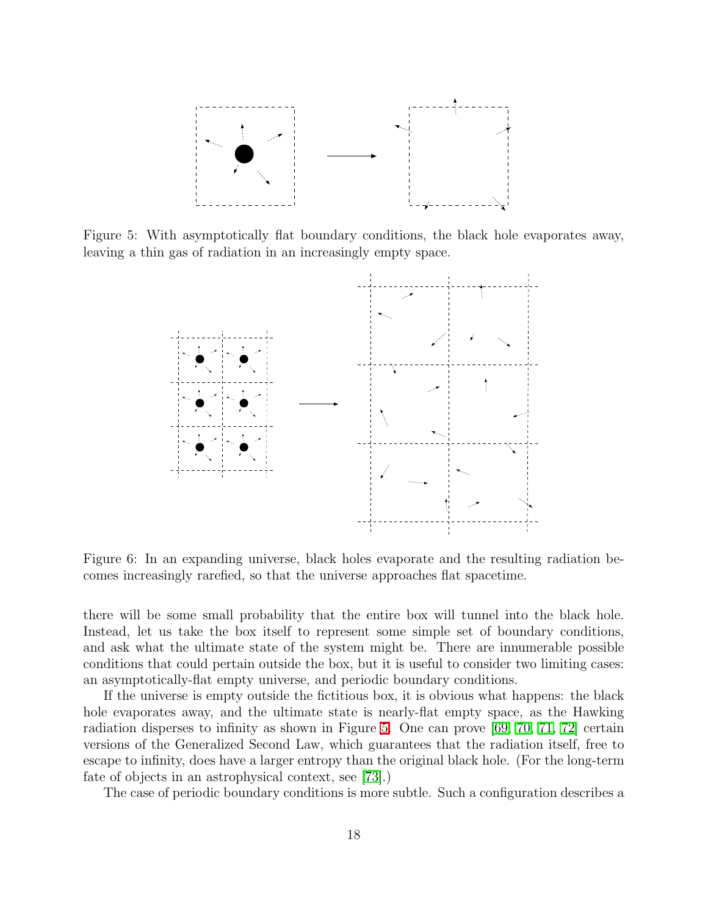Figure 5: With asymptotically flat boundary conditions, the black hole evaporates away, leaving a thin gas of radiation in an increasingly empty space.

Figure 6: In an expanding universe, black holes evaporate and the resulting radiation becomes increasingly rarefied, so that the universe approaches flat spacetime.

there will be some small probability that the entire box will tunnel into the black hole. Instead, let us take the box itself to represent some simple set of boundary conditions, and ask what the ultimate state of the system might be. There are innumerable possible conditions that could pertain outside the box, but it is useful to consider two limiting cases: an asymptotically-flat empty universe, and periodic boundary conditions.

If the universe is empty outside the fictitious box, it is obvious what happens: the black hole evaporates away, and the ultimate state is nearly-flat empty space, as the Hawking radiation disperses to infinity as shown in Figure 5. One can prove [69, 70, 71, 72] certain versions of the Generalized Second Law, which guarantees that the radiation itself, free to escape to infinity, does have a larger entropy than the original black hole. (For the long-term fate of objects in an astrophysical context, see [73].)

The case of periodic boundary conditions is more subtle. Such a configuration describes a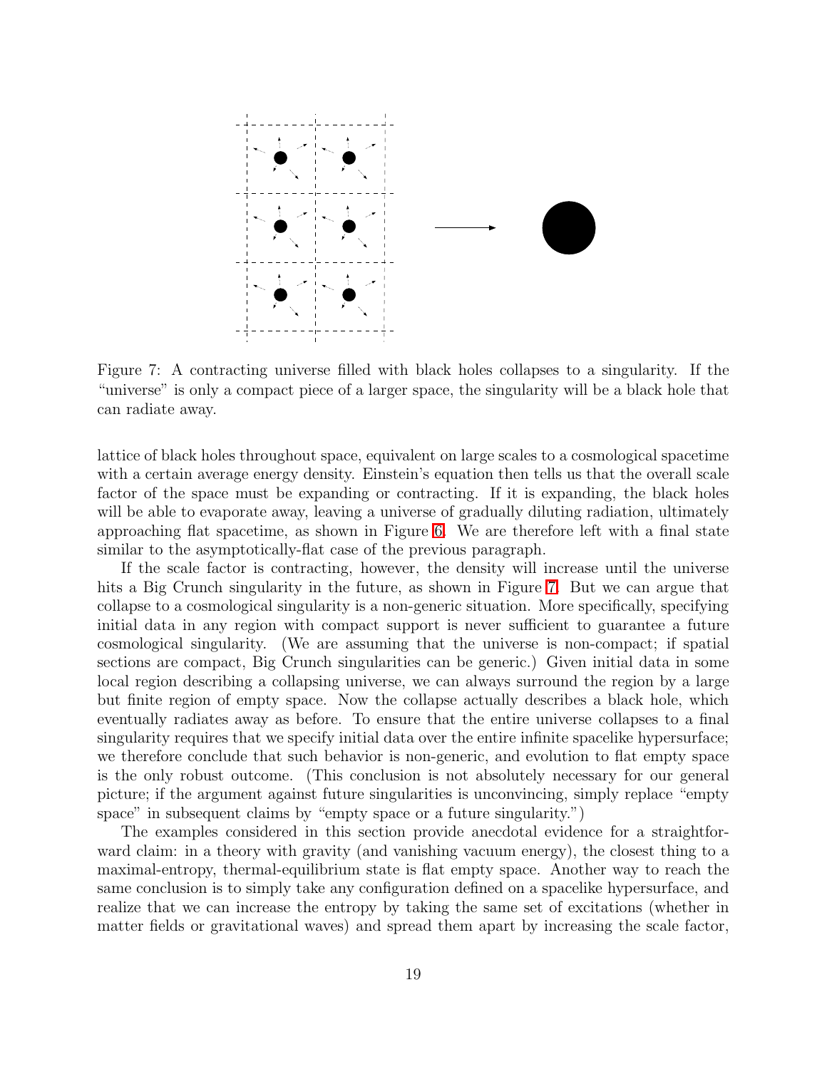Figure 7: A contracting universe filled with black holes collapses to a singularity. If the "universe" is only a compact piece of a larger space, the singularity will be a black hole that can radiate away.

lattice of black holes throughout space, equivalent on large scales to a cosmological spacetime with a certain average energy density. Einstein's equation then tells us that the overall scale factor of the space must be expanding or contracting. If it is expanding, the black holes will be able to evaporate away, leaving a universe of gradually diluting radiation, ultimately approaching flat spacetime, as shown in Figure 6. We are therefore left with a final state similar to the asymptotically-flat case of the previous paragraph.

If the scale factor is contracting, however, the density will increase until the universe hits a Big Crunch singularity in the future, as shown in Figure 7. But we can argue that collapse to a cosmological singularity is a non-generic situation. More specifically, specifying initial data in any region with compact support is never sufficient to guarantee a future cosmological singularity. (We are assuming that the universe is non-compact; if spatial sections are compact, Big Crunch singularities can be generic.) Given initial data in some local region describing a collapsing universe, we can always surround the region by a large but finite region of empty space. Now the collapse actually describes a black hole, which eventually radiates away as before. To ensure that the entire universe collapses to a final singularity requires that we specify initial data over the entire infinite spacelike hypersurface; we therefore conclude that such behavior is non-generic, and evolution to flat empty space is the only robust outcome. (This conclusion is not absolutely necessary for our general picture; if the argument against future singularities is unconvincing, simply replace "empty space" in subsequent claims by "empty space or a future singularity.")

The examples considered in this section provide anecdotal evidence for a straightforward claim: in a theory with gravity (and vanishing vacuum energy), the closest thing to a maximal-entropy, thermal-equilibrium state is flat empty space. Another way to reach the same conclusion is to simply take any configuration defined on a spacelike hypersurface, and realize that we can increase the entropy by taking the same set of excitations (whether in matter fields or gravitational waves) and spread them apart by increasing the scale factor,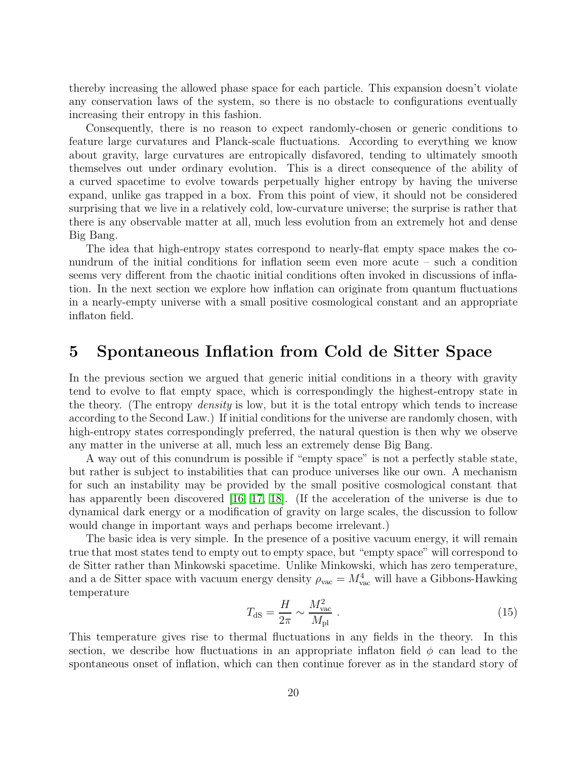thereby increasing the allowed phase space for each particle. This expansion doesn't violate any conservation laws of the system, so there is no obstacle to configurations eventually increasing their entropy in this fashion.

Consequently, there is no reason to expect randomly-chosen or generic conditions to feature large curvatures and Planck-scale fluctuations. According to everything we know about gravity, large curvatures are entropically disfavored, tending to ultimately smooth themselves out under ordinary evolution. This is a direct consequence of the ability of a curved spacetime to evolve towards perpetually higher entropy by having the universe expand, unlike gas trapped in a box. From this point of view, it should not be considered surprising that we live in a relatively cold, low-curvature universe; the surprise is rather that there is any observable matter at all, much less evolution from an extremely hot and dense Big Bang.

The idea that high-entropy states correspond to nearly-flat empty space makes the conundrum of the initial conditions for inflation seem even more acute – such a condition seems very different from the chaotic initial conditions often invoked in discussions of inflation. In the next section we explore how inflation can originate from quantum fluctuations in a nearly-empty universe with a small positive cosmological constant and an appropriate inflaton field.

# 5 Spontaneous Inflation from Cold de Sitter Space

In the previous section we argued that generic initial conditions in a theory with gravity tend to evolve to flat empty space, which is correspondingly the highest-entropy state in the theory. (The entropy *density* is low, but it is the total entropy which tends to increase according to the Second Law.) If initial conditions for the universe are randomly chosen, with high-entropy states correspondingly preferred, the natural question is then why we observe any matter in the universe at all, much less an extremely dense Big Bang.

A way out of this conundrum is possible if "empty space" is not a perfectly stable state, but rather is subject to instabilities that can produce universes like our own. A mechanism for such an instability may be provided by the small positive cosmological constant that has apparently been discovered [16, 17, 18]. (If the acceleration of the universe is due to dynamical dark energy or a modification of gravity on large scales, the discussion to follow would change in important ways and perhaps become irrelevant.)

The basic idea is very simple. In the presence of a positive vacuum energy, it will remain true that most states tend to empty out to empty space, but "empty space" will correspond to de Sitter rather than Minkowski spacetime. Unlike Minkowski, which has zero temperature, and a de Sitter space with vacuum energy density $\rho_{\rm vac} = M_{\rm vac}^4$ will have a Gibbons-Hawking temperature

$$T_{\rm dS} = \frac{H}{2\pi} \sim \frac{M_{\rm vac}^2}{M_{\rm pl}} \ . \tag{15}$$

This temperature gives rise to thermal fluctuations in any fields in the theory. In this section, we describe how fluctuations in an appropriate inflaton field $\phi$ can lead to the spontaneous onset of inflation, which can then continue forever as in the standard story of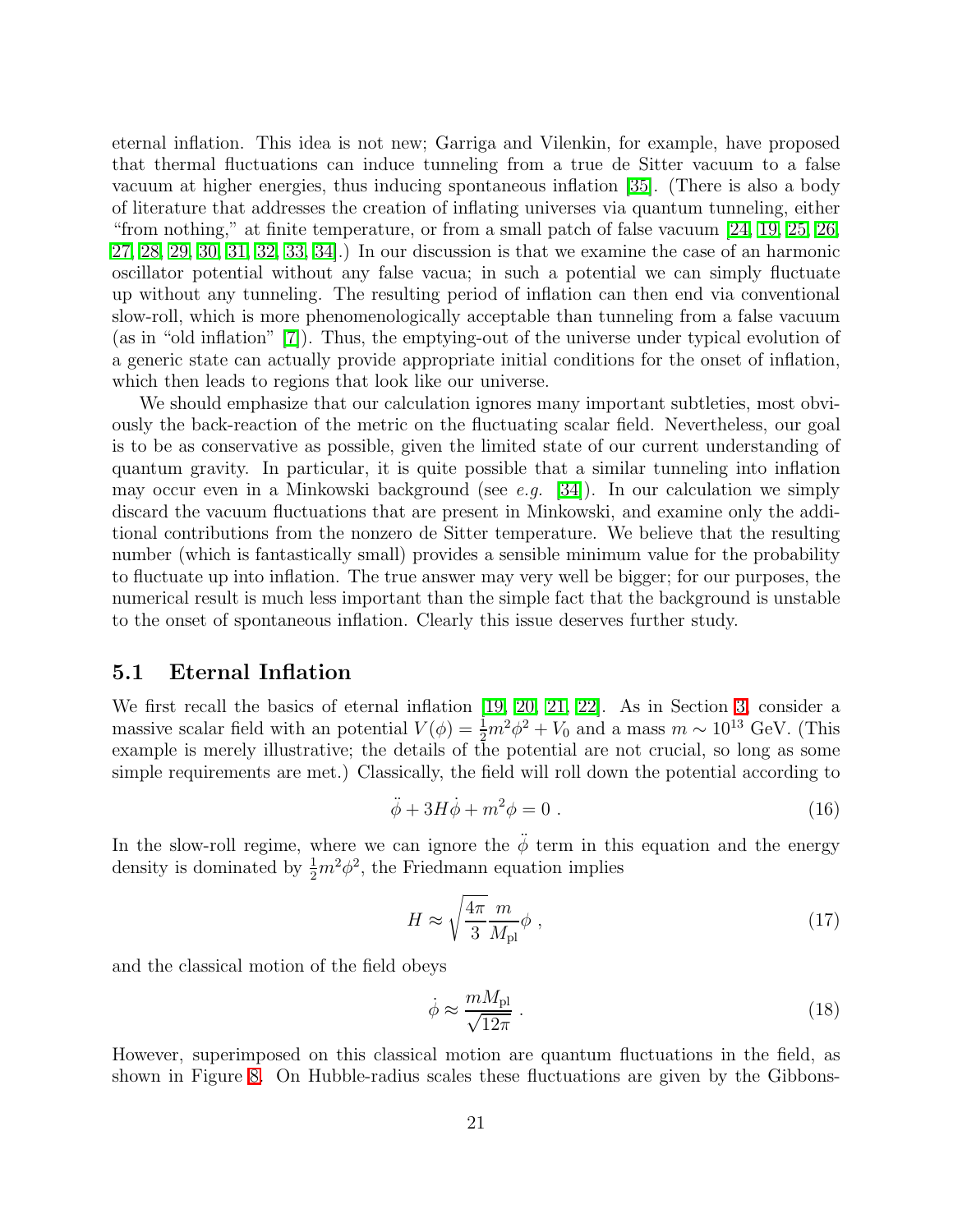eternal inflation. This idea is not new; Garriga and Vilenkin, for example, have proposed that thermal fluctuations can induce tunneling from a true de Sitter vacuum to a false vacuum at higher energies, thus inducing spontaneous inflation [35]. (There is also a body of literature that addresses the creation of inflating universes via quantum tunneling, either "from nothing," at finite temperature, or from a small patch of false vacuum [24, 19, 25, 26, 27, 28, 29, 30, 31, 32, 33, 34].) In our discussion is that we examine the case of an harmonic oscillator potential without any false vacua; in such a potential we can simply fluctuate up without any tunneling. The resulting period of inflation can then end via conventional slow-roll, which is more phenomenologically acceptable than tunneling from a false vacuum (as in "old inflation" [7]). Thus, the emptying-out of the universe under typical evolution of a generic state can actually provide appropriate initial conditions for the onset of inflation, which then leads to regions that look like our universe.

We should emphasize that our calculation ignores many important subtleties, most obviously the back-reaction of the metric on the fluctuating scalar field. Nevertheless, our goal is to be as conservative as possible, given the limited state of our current understanding of quantum gravity. In particular, it is quite possible that a similar tunneling into inflation may occur even in a Minkowski background (see *e.g.* [34]). In our calculation we simply discard the vacuum fluctuations that are present in Minkowski, and examine only the additional contributions from the nonzero de Sitter temperature. We believe that the resulting number (which is fantastically small) provides a sensible minimum value for the probability to fluctuate up into inflation. The true answer may very well be bigger; for our purposes, the numerical result is much less important than the simple fact that the background is unstable to the onset of spontaneous inflation. Clearly this issue deserves further study.

## 5.1 Eternal Inflation

We first recall the basics of eternal inflation [19, 20, 21, 22]. As in Section 3, consider a massive scalar field with an potential $V(\phi) = \frac{1}{2}m^2\phi^2 + V_0$ and a mass $m \sim 10^{13}$ GeV. (This example is merely illustrative; the details of the potential are not crucial, so long as some simple requirements are met.) Classically, the field will roll down the potential according to

$$\ddot{\phi} + 3H\dot{\phi} + m^2\phi = 0 \ . \tag{16}$$

In the slow-roll regime, where we can ignore the $\ddot{\phi}$ term in this equation and the energy density is dominated by $\frac{1}{2}m^2\phi^2$, the Friedmann equation implies

$$H \approx \sqrt{\frac{4\pi}{3}}\frac{m}{M_{\rm pl}}\phi \ , \tag{17}$$

and the classical motion of the field obeys

$$\dot{\phi} \approx \frac{mM_{\rm pl}}{\sqrt{12\pi}} \ . \tag{18}$$

However, superimposed on this classical motion are quantum fluctuations in the field, as shown in Figure 8. On Hubble-radius scales these fluctuations are given by the Gibbons-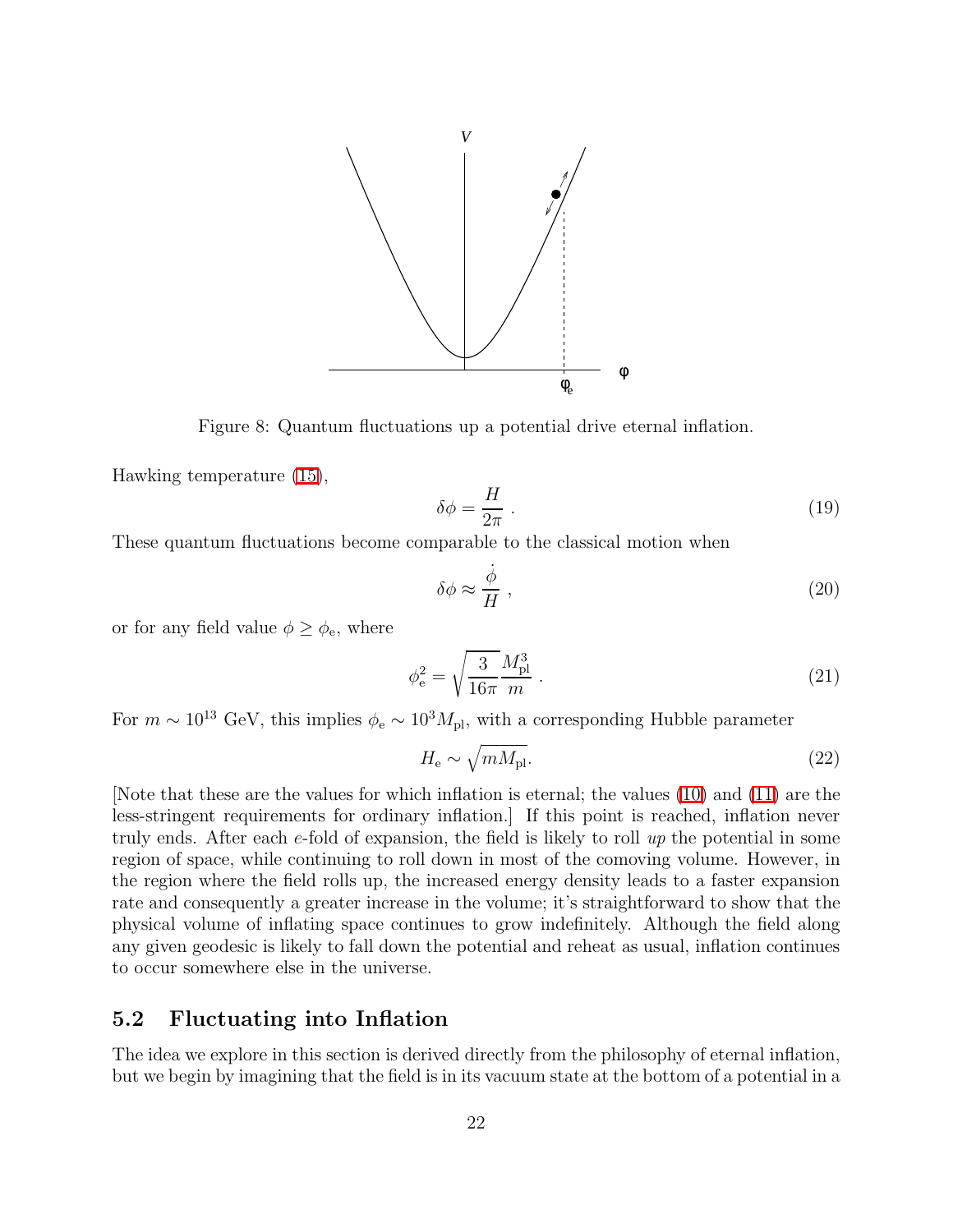Figure 8: Quantum fluctuations up a potential drive eternal inflation.

Hawking temperature (15),

$$\delta\phi = \frac{H}{2\pi} \ . \tag{19}$$

These quantum fluctuations become comparable to the classical motion when

$$\delta\phi \approx \frac{\dot{\phi}}{H} \ , \tag{20}$$

or for any field value $\phi \geq \phi_{\rm e}$, where

$$\phi_{\rm e}^2 = \sqrt{\frac{3}{16\pi}} \frac{M_{\rm pl}^3}{m} \ . \tag{21}$$

For $m \sim 10^{13}$ GeV, this implies $\phi_{\rm e} \sim 10^3 M_{\rm pl}$, with a corresponding Hubble parameter

$$H_{\rm e} \sim \sqrt{m M_{\rm pl}}. \tag{22}$$

[Note that these are the values for which inflation is eternal; the values (10) and (11) are the less-stringent requirements for ordinary inflation.] If this point is reached, inflation never truly ends. After each $e$-fold of expansion, the field is likely to roll *up* the potential in some region of space, while continuing to roll down in most of the comoving volume. However, in the region where the field rolls up, the increased energy density leads to a faster expansion rate and consequently a greater increase in the volume; it's straightforward to show that the physical volume of inflating space continues to grow indefinitely. Although the field along any given geodesic is likely to fall down the potential and reheat as usual, inflation continues to occur somewhere else in the universe.

## 5.2 Fluctuating into Inflation

The idea we explore in this section is derived directly from the philosophy of eternal inflation, but we begin by imagining that the field is in its vacuum state at the bottom of a potential in a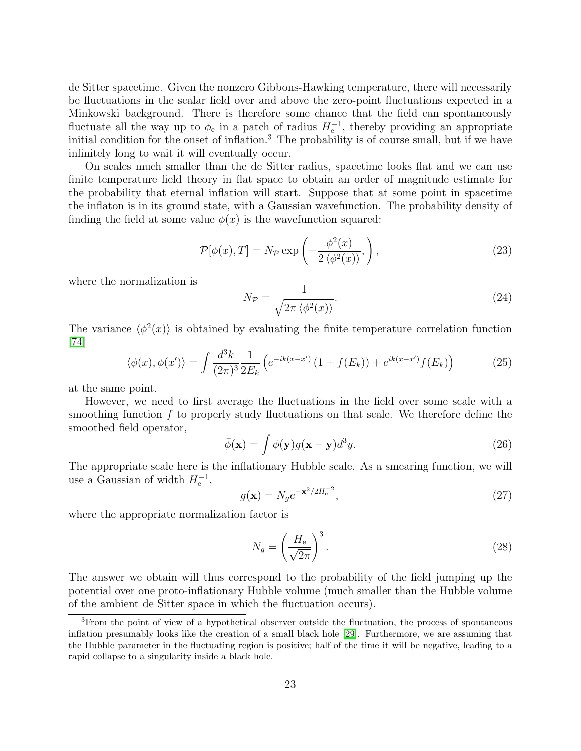de Sitter spacetime. Given the nonzero Gibbons-Hawking temperature, there will necessarily be fluctuations in the scalar field over and above the zero-point fluctuations expected in a Minkowski background. There is therefore some chance that the field can spontaneously fluctuate all the way up to $\phi_{\rm e}$ in a patch of radius $H_{\rm e}^{-1}$, thereby providing an appropriate initial condition for the onset of inflation.[3] The probability is of course small, but if we have infinitely long to wait it will eventually occur.

On scales much smaller than the de Sitter radius, spacetime looks flat and we can use finite temperature field theory in flat space to obtain an order of magnitude estimate for the probability that eternal inflation will start. Suppose that at some point in spacetime the inflaton is in its ground state, with a Gaussian wavefunction. The probability density of finding the field at some value $\phi(x)$ is the wavefunction squared:

$$\mathcal{P}[\phi(x), T] = N_{\mathcal{P}} \exp\left(-\frac{\phi^2(x)}{2\langle\phi^2(x)\rangle},\right), \tag{23}$$

where the normalization is

$$N_{\mathcal{P}} = \frac{1}{\sqrt{2\pi\langle\phi^2(x)\rangle}}. \tag{24}$$

The variance $\langle\phi^2(x)\rangle$ is obtained by evaluating the finite temperature correlation function [74]

$$\langle\phi(x), \phi(x')\rangle = \int \frac{d^3k}{(2\pi)^3}\frac{1}{2E_k}\left(e^{-ik(x-x')}\left(1+f(E_k)\right) + e^{ik(x-x')}f(E_k)\right) \tag{25}$$

at the same point.

However, we need to first average the fluctuations in the field over some scale with a smoothing function $f$ to properly study fluctuations on that scale. We therefore define the smoothed field operator,

$$\bar{\phi}(\mathbf{x}) = \int \phi(\mathbf{y})g(\mathbf{x}-\mathbf{y})d^3y. \tag{26}$$

The appropriate scale here is the inflationary Hubble scale. As a smearing function, we will use a Gaussian of width $H_{\rm e}^{-1}$,

$$g(\mathbf{x}) = N_g e^{-\mathbf{x}^2/2H_{\rm e}^{-2}}, \tag{27}$$

where the appropriate normalization factor is

$$N_g = \left(\frac{H_{\rm e}}{\sqrt{2\pi}}\right)^3. \tag{28}$$

The answer we obtain will thus correspond to the probability of the field jumping up the potential over one proto-inflationary Hubble volume (much smaller than the Hubble volume of the ambient de Sitter space in which the fluctuation occurs).

---

[3] From the point of view of a hypothetical observer outside the fluctuation, the process of spontaneous inflation presumably looks like the creation of a small black hole [29]. Furthermore, we are assuming that the Hubble parameter in the fluctuating region is positive; half of the time it will be negative, leading to a rapid collapse to a singularity inside a black hole.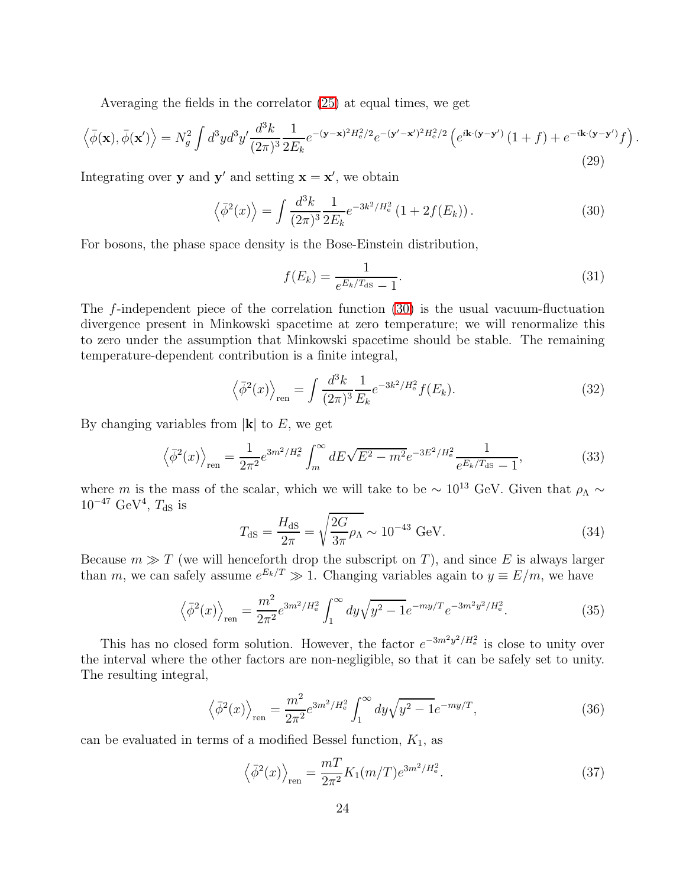Averaging the fields in the correlator (25) at equal times, we get

$$\left\langle \bar{\phi}(\mathbf{x}), \bar{\phi}(\mathbf{x}') \right\rangle = N_g^2 \int d^3y d^3y' \frac{d^3k}{(2\pi)^3} \frac{1}{2E_k} e^{-(\mathbf{y}-\mathbf{x})^2 H_e^2/2} e^{-(\mathbf{y}'-\mathbf{x}')^2 H_e^2/2} \left( e^{i\mathbf{k}\cdot(\mathbf{y}-\mathbf{y}')} (1+f) + e^{-i\mathbf{k}\cdot(\mathbf{y}-\mathbf{y}')} f \right). \tag{29}$$

Integrating over $\mathbf{y}$ and $\mathbf{y}'$ and setting $\mathbf{x} = \mathbf{x}'$, we obtain

$$\left\langle \bar{\phi}^2(x) \right\rangle = \int \frac{d^3k}{(2\pi)^3} \frac{1}{2E_k} e^{-3k^2/H_e^2} \left(1 + 2f(E_k)\right). \tag{30}$$

For bosons, the phase space density is the Bose-Einstein distribution,

$$f(E_k) = \frac{1}{e^{E_k/T_{\rm dS}} - 1}. \tag{31}$$

The $f$-independent piece of the correlation function (30) is the usual vacuum-fluctuation divergence present in Minkowski spacetime at zero temperature; we will renormalize this to zero under the assumption that Minkowski spacetime should be stable. The remaining temperature-dependent contribution is a finite integral,

$$\left\langle \bar{\phi}^2(x) \right\rangle_{\rm ren} = \int \frac{d^3k}{(2\pi)^3} \frac{1}{E_k} e^{-3k^2/H_e^2} f(E_k). \tag{32}$$

By changing variables from $|\mathbf{k}|$ to $E$, we get

$$\left\langle \bar{\phi}^2(x) \right\rangle_{\rm ren} = \frac{1}{2\pi^2} e^{3m^2/H_e^2} \int_m^\infty dE \sqrt{E^2 - m^2} e^{-3E^2/H_e^2} \frac{1}{e^{E_k/T_{\rm dS}} - 1}, \tag{33}$$

where $m$ is the mass of the scalar, which we will take to be $\sim 10^{13}$ GeV. Given that $\rho_\Lambda \sim 10^{-47}$ GeV$^4$, $T_{\rm dS}$ is

$$T_{\rm dS} = \frac{H_{\rm dS}}{2\pi} = \sqrt{\frac{2G}{3\pi}\rho_\Lambda} \sim 10^{-43} \text{ GeV}. \tag{34}$$

Because $m \gg T$ (we will henceforth drop the subscript on $T$), and since $E$ is always larger than $m$, we can safely assume $e^{E_k/T} \gg 1$. Changing variables again to $y \equiv E/m$, we have

$$\left\langle \bar{\phi}^2(x) \right\rangle_{\rm ren} = \frac{m^2}{2\pi^2} e^{3m^2/H_e^2} \int_1^\infty dy \sqrt{y^2 - 1} e^{-my/T} e^{-3m^2 y^2/H_e^2}. \tag{35}$$

This has no closed form solution. However, the factor $e^{-3m^2y^2/H_e^2}$ is close to unity over the interval where the other factors are non-negligible, so that it can be safely set to unity. The resulting integral,

$$\left\langle \bar{\phi}^2(x) \right\rangle_{\rm ren} = \frac{m^2}{2\pi^2} e^{3m^2/H_e^2} \int_1^\infty dy \sqrt{y^2 - 1} e^{-my/T}, \tag{36}$$

can be evaluated in terms of a modified Bessel function, $K_1$, as

$$\left\langle \bar{\phi}^2(x) \right\rangle_{\rm ren} = \frac{mT}{2\pi^2} K_1(m/T) e^{3m^2/H_e^2}. \tag{37}$$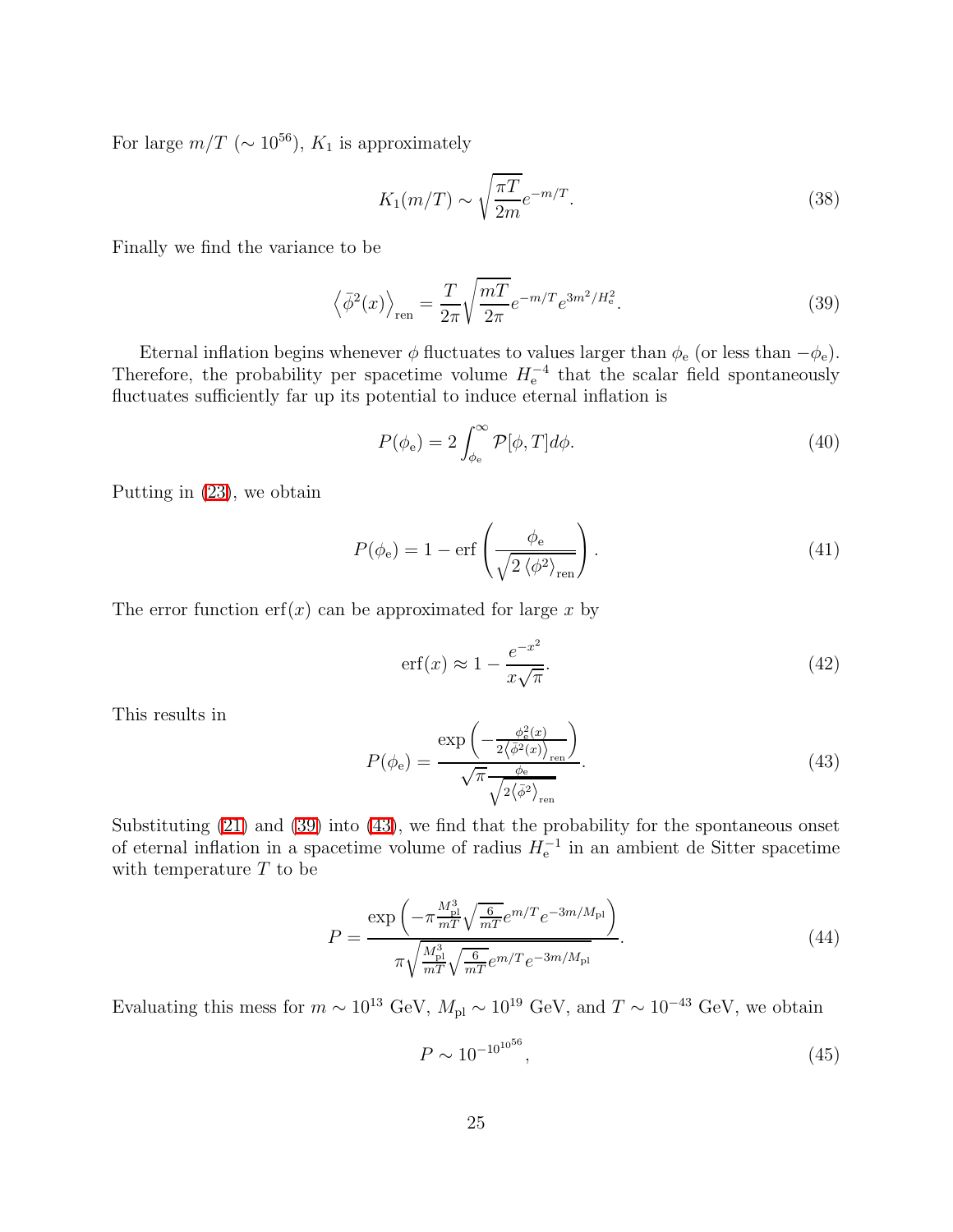For large $m/T$ ($\sim 10^{56}$), $K_1$ is approximately

$$K_1(m/T) \sim \sqrt{\frac{\pi T}{2m}} e^{-m/T}. \tag{38}$$

Finally we find the variance to be

$$\left\langle \bar{\phi}^2(x) \right\rangle_{\rm ren} = \frac{T}{2\pi} \sqrt{\frac{mT}{2\pi}} e^{-m/T} e^{3m^2/H_{\rm e}^2}. \tag{39}$$

Eternal inflation begins whenever $\phi$ fluctuates to values larger than $\phi_{\rm e}$ (or less than $-\phi_{\rm e}$). Therefore, the probability per spacetime volume $H_{\rm e}^{-4}$ that the scalar field spontaneously fluctuates sufficiently far up its potential to induce eternal inflation is

$$P(\phi_{\rm e}) = 2 \int_{\phi_{\rm e}}^{\infty} \mathcal{P}[\phi, T] d\phi. \tag{40}$$

Putting in (23), we obtain

$$P(\phi_{\rm e}) = 1 - \text{erf}\left( \frac{\phi_{\rm e}}{\sqrt{2 \left\langle \phi^2 \right\rangle_{\rm ren}}} \right). \tag{41}$$

The error function $\text{erf}(x)$ can be approximated for large $x$ by

$$\text{erf}(x) \approx 1 - \frac{e^{-x^2}}{x\sqrt{\pi}}. \tag{42}$$

This results in

$$P(\phi_{\rm e}) = \frac{\exp\left( -\frac{\phi_{\rm e}^2(x)}{2\left\langle \bar{\phi}^2(x) \right\rangle_{\rm ren}} \right)}{\sqrt{\pi} \frac{\phi_{\rm e}}{\sqrt{2\left\langle \bar{\phi}^2 \right\rangle_{\rm ren}}}}. \tag{43}$$

Substituting (21) and (39) into (43), we find that the probability for the spontaneous onset of eternal inflation in a spacetime volume of radius $H_{\rm e}^{-1}$ in an ambient de Sitter spacetime with temperature $T$ to be

$$P = \frac{\exp\left( -\pi \frac{M_{\rm pl}^3}{mT} \sqrt{\frac{6}{mT}} e^{m/T} e^{-3m/M_{\rm pl}} \right)}{\pi \sqrt{\frac{M_{\rm pl}^3}{mT} \sqrt{\frac{6}{mT}} e^{m/T} e^{-3m/M_{\rm pl}}}}. \tag{44}$$

Evaluating this mess for $m \sim 10^{13}$ GeV, $M_{\rm pl} \sim 10^{19}$ GeV, and $T \sim 10^{-43}$ GeV, we obtain

$$P \sim 10^{-10^{10^{56}}}, \tag{45}$$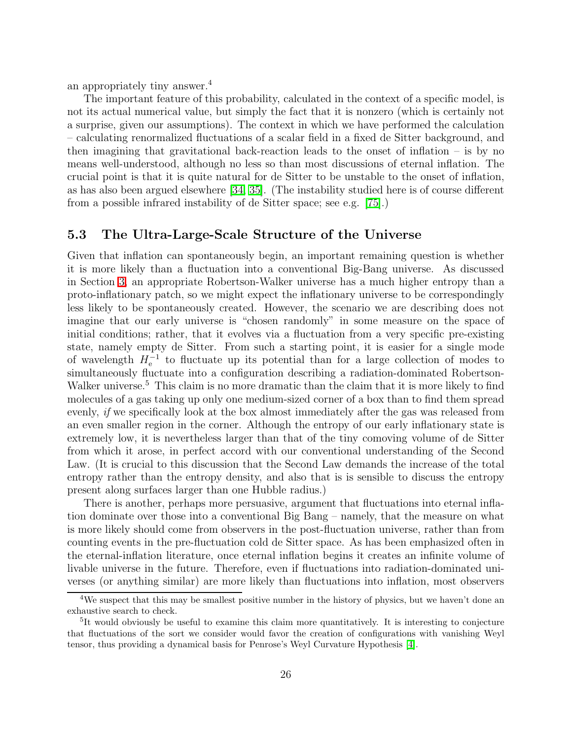an appropriately tiny answer.[4]

The important feature of this probability, calculated in the context of a specific model, is not its actual numerical value, but simply the fact that it is nonzero (which is certainly not a surprise, given our assumptions). The context in which we have performed the calculation – calculating renormalized fluctuations of a scalar field in a fixed de Sitter background, and then imagining that gravitational back-reaction leads to the onset of inflation – is by no means well-understood, although no less so than most discussions of eternal inflation. The crucial point is that it is quite natural for de Sitter to be unstable to the onset of inflation, as has also been argued elsewhere [34, 35]. (The instability studied here is of course different from a possible infrared instability of de Sitter space; see e.g. [75].)

### 5.3 The Ultra-Large-Scale Structure of the Universe

Given that inflation can spontaneously begin, an important remaining question is whether it is more likely than a fluctuation into a conventional Big-Bang universe. As discussed in Section 3, an appropriate Robertson-Walker universe has a much higher entropy than a proto-inflationary patch, so we might expect the inflationary universe to be correspondingly less likely to be spontaneously created. However, the scenario we are describing does not imagine that our early universe is "chosen randomly" in some measure on the space of initial conditions; rather, that it evolves via a fluctuation from a very specific pre-existing state, namely empty de Sitter. From such a starting point, it is easier for a single mode of wavelength $H_e^{-1}$ to fluctuate up its potential than for a large collection of modes to simultaneously fluctuate into a configuration describing a radiation-dominated Robertson-Walker universe.[5] This claim is no more dramatic than the claim that it is more likely to find molecules of a gas taking up only one medium-sized corner of a box than to find them spread evenly, *if* we specifically look at the box almost immediately after the gas was released from an even smaller region in the corner. Although the entropy of our early inflationary state is extremely low, it is nevertheless larger than that of the tiny comoving volume of de Sitter from which it arose, in perfect accord with our conventional understanding of the Second Law. (It is crucial to this discussion that the Second Law demands the increase of the total entropy rather than the entropy density, and also that is is sensible to discuss the entropy present along surfaces larger than one Hubble radius.)

There is another, perhaps more persuasive, argument that fluctuations into eternal inflation dominate over those into a conventional Big Bang – namely, that the measure on what is more likely should come from observers in the post-fluctuation universe, rather than from counting events in the pre-fluctuation cold de Sitter space. As has been emphasized often in the eternal-inflation literature, once eternal inflation begins it creates an infinite volume of livable universe in the future. Therefore, even if fluctuations into radiation-dominated universes (or anything similar) are more likely than fluctuations into inflation, most observers

---

[4] We suspect that this may be smallest positive number in the history of physics, but we haven't done an exhaustive search to check.

[5] It would obviously be useful to examine this claim more quantitatively. It is interesting to conjecture that fluctuations of the sort we consider would favor the creation of configurations with vanishing Weyl tensor, thus providing a dynamical basis for Penrose's Weyl Curvature Hypothesis [4].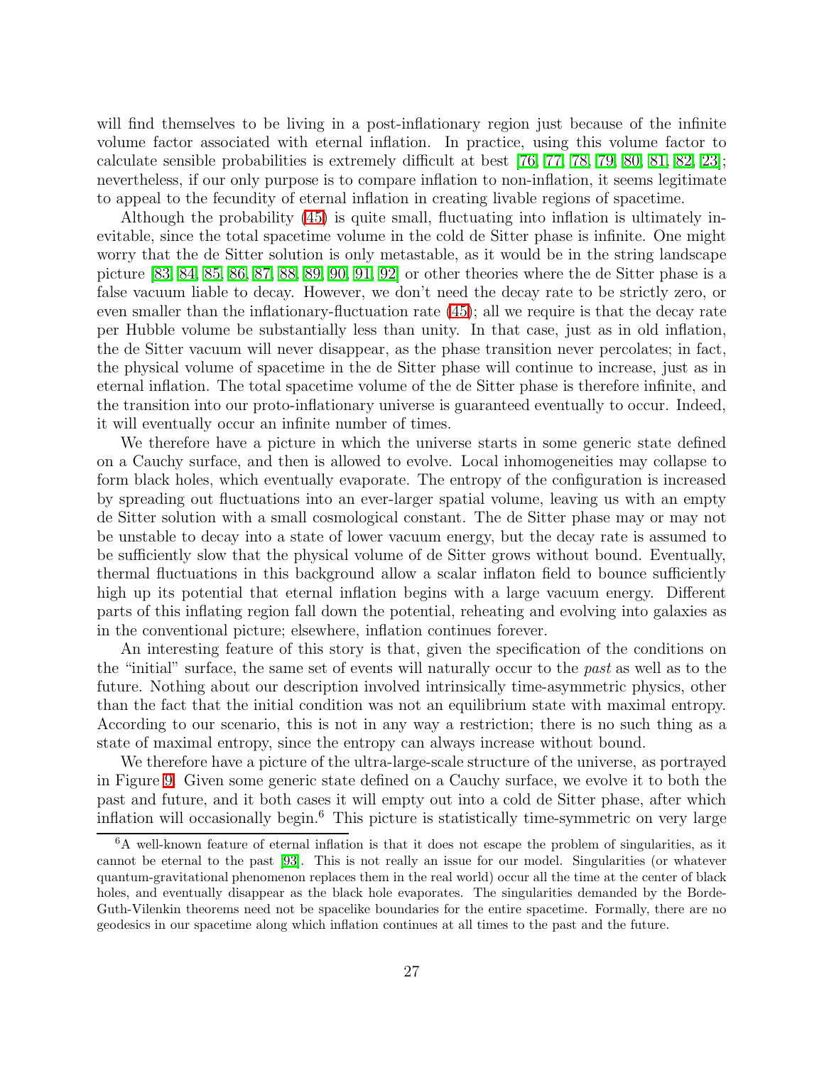will find themselves to be living in a post-inflationary region just because of the infinite volume factor associated with eternal inflation. In practice, using this volume factor to calculate sensible probabilities is extremely difficult at best [76, 77, 78, 79, 80, 81, 82, 23]; nevertheless, if our only purpose is to compare inflation to non-inflation, it seems legitimate to appeal to the fecundity of eternal inflation in creating livable regions of spacetime.

Although the probability (45) is quite small, fluctuating into inflation is ultimately inevitable, since the total spacetime volume in the cold de Sitter phase is infinite. One might worry that the de Sitter solution is only metastable, as it would be in the string landscape picture [83, 84, 85, 86, 87, 88, 89, 90, 91, 92] or other theories where the de Sitter phase is a false vacuum liable to decay. However, we don't need the decay rate to be strictly zero, or even smaller than the inflationary-fluctuation rate (45); all we require is that the decay rate per Hubble volume be substantially less than unity. In that case, just as in old inflation, the de Sitter vacuum will never disappear, as the phase transition never percolates; in fact, the physical volume of spacetime in the de Sitter phase will continue to increase, just as in eternal inflation. The total spacetime volume of the de Sitter phase is therefore infinite, and the transition into our proto-inflationary universe is guaranteed eventually to occur. Indeed, it will eventually occur an infinite number of times.

We therefore have a picture in which the universe starts in some generic state defined on a Cauchy surface, and then is allowed to evolve. Local inhomogeneities may collapse to form black holes, which eventually evaporate. The entropy of the configuration is increased by spreading out fluctuations into an ever-larger spatial volume, leaving us with an empty de Sitter solution with a small cosmological constant. The de Sitter phase may or may not be unstable to decay into a state of lower vacuum energy, but the decay rate is assumed to be sufficiently slow that the physical volume of de Sitter grows without bound. Eventually, thermal fluctuations in this background allow a scalar inflaton field to bounce sufficiently high up its potential that eternal inflation begins with a large vacuum energy. Different parts of this inflating region fall down the potential, reheating and evolving into galaxies as in the conventional picture; elsewhere, inflation continues forever.

An interesting feature of this story is that, given the specification of the conditions on the "initial" surface, the same set of events will naturally occur to the *past* as well as to the future. Nothing about our description involved intrinsically time-asymmetric physics, other than the fact that the initial condition was not an equilibrium state with maximal entropy. According to our scenario, this is not in any way a restriction; there is no such thing as a state of maximal entropy, since the entropy can always increase without bound.

We therefore have a picture of the ultra-large-scale structure of the universe, as portrayed in Figure 9. Given some generic state defined on a Cauchy surface, we evolve it to both the past and future, and it both cases it will empty out into a cold de Sitter phase, after which inflation will occasionally begin.[6] This picture is statistically time-symmetric on very large

[6] A well-known feature of eternal inflation is that it does not escape the problem of singularities, as it cannot be eternal to the past [93]. This is not really an issue for our model. Singularities (or whatever quantum-gravitational phenomenon replaces them in the real world) occur all the time at the center of black holes, and eventually disappear as the black hole evaporates. The singularities demanded by the Borde-Guth-Vilenkin theorems need not be spacelike boundaries for the entire spacetime. Formally, there are no geodesics in our spacetime along which inflation continues at all times to the past and the future.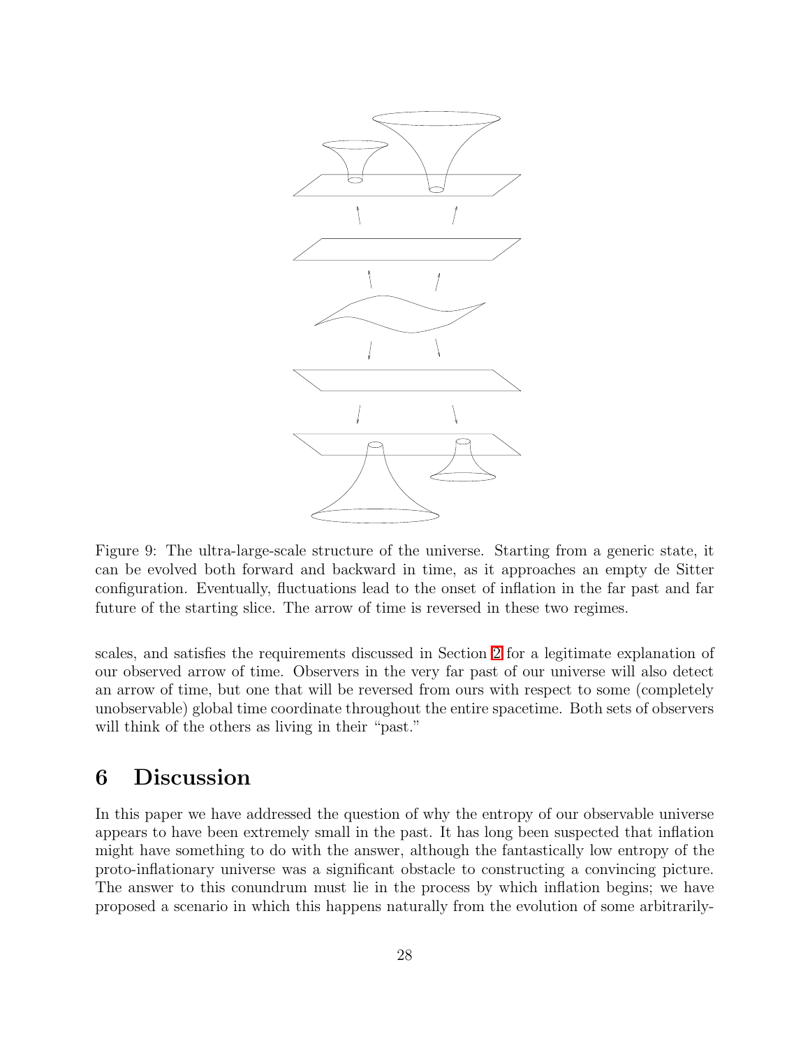Figure 9: The ultra-large-scale structure of the universe. Starting from a generic state, it can be evolved both forward and backward in time, as it approaches an empty de Sitter configuration. Eventually, fluctuations lead to the onset of inflation in the far past and far future of the starting slice. The arrow of time is reversed in these two regimes.

scales, and satisfies the requirements discussed in Section 2 for a legitimate explanation of our observed arrow of time. Observers in the very far past of our universe will also detect an arrow of time, but one that will be reversed from ours with respect to some (completely unobservable) global time coordinate throughout the entire spacetime. Both sets of observers will think of the others as living in their "past."

## 6 Discussion

In this paper we have addressed the question of why the entropy of our observable universe appears to have been extremely small in the past. It has long been suspected that inflation might have something to do with the answer, although the fantastically low entropy of the proto-inflationary universe was a significant obstacle to constructing a convincing picture. The answer to this conundrum must lie in the process by which inflation begins; we have proposed a scenario in which this happens naturally from the evolution of some arbitrarily-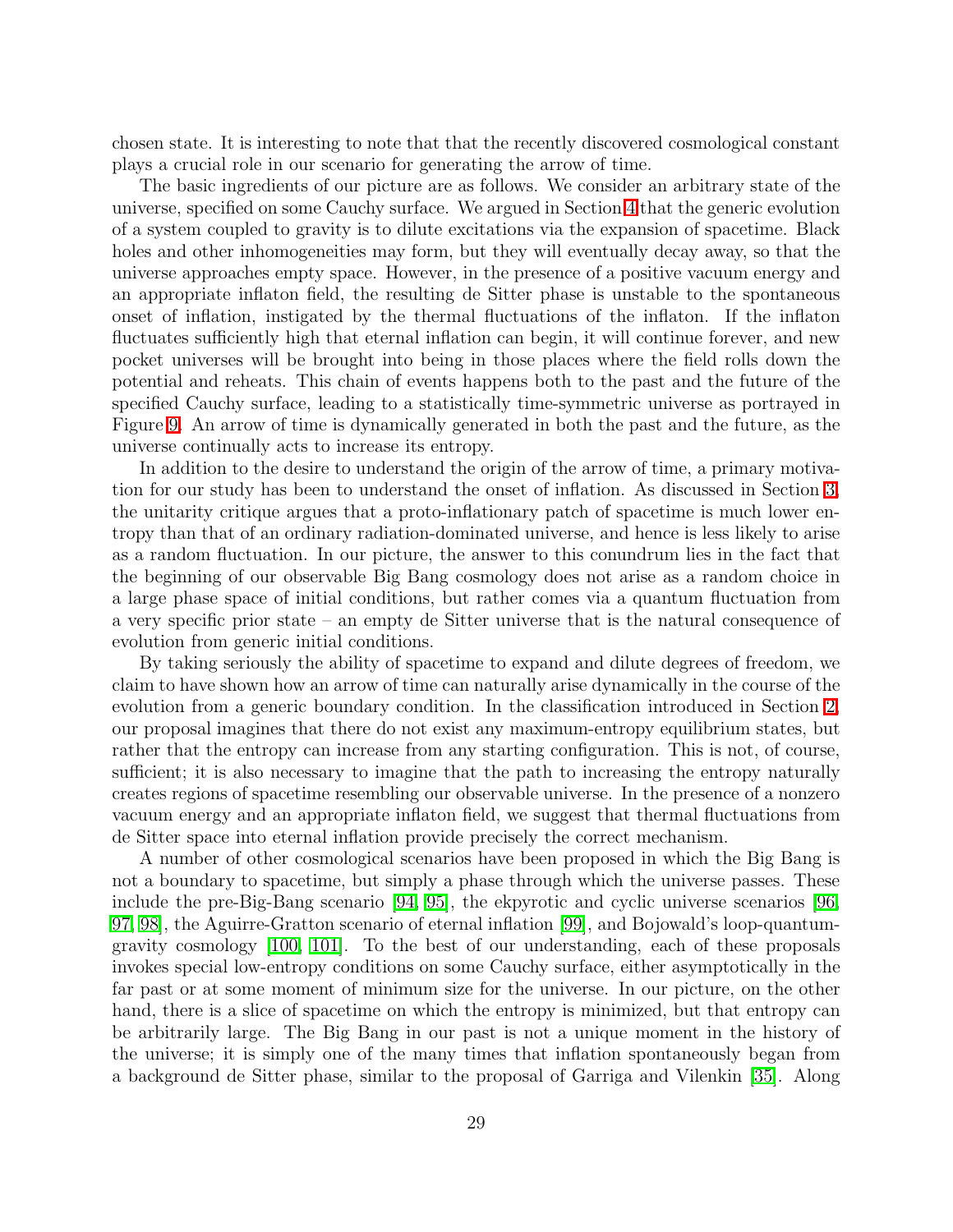chosen state. It is interesting to note that that the recently discovered cosmological constant plays a crucial role in our scenario for generating the arrow of time.

The basic ingredients of our picture are as follows. We consider an arbitrary state of the universe, specified on some Cauchy surface. We argued in Section 4 that the generic evolution of a system coupled to gravity is to dilute excitations via the expansion of spacetime. Black holes and other inhomogeneities may form, but they will eventually decay away, so that the universe approaches empty space. However, in the presence of a positive vacuum energy and an appropriate inflaton field, the resulting de Sitter phase is unstable to the spontaneous onset of inflation, instigated by the thermal fluctuations of the inflaton. If the inflaton fluctuates sufficiently high that eternal inflation can begin, it will continue forever, and new pocket universes will be brought into being in those places where the field rolls down the potential and reheats. This chain of events happens both to the past and the future of the specified Cauchy surface, leading to a statistically time-symmetric universe as portrayed in Figure 9. An arrow of time is dynamically generated in both the past and the future, as the universe continually acts to increase its entropy.

In addition to the desire to understand the origin of the arrow of time, a primary motivation for our study has been to understand the onset of inflation. As discussed in Section 3, the unitarity critique argues that a proto-inflationary patch of spacetime is much lower entropy than that of an ordinary radiation-dominated universe, and hence is less likely to arise as a random fluctuation. In our picture, the answer to this conundrum lies in the fact that the beginning of our observable Big Bang cosmology does not arise as a random choice in a large phase space of initial conditions, but rather comes via a quantum fluctuation from a very specific prior state – an empty de Sitter universe that is the natural consequence of evolution from generic initial conditions.

By taking seriously the ability of spacetime to expand and dilute degrees of freedom, we claim to have shown how an arrow of time can naturally arise dynamically in the course of the evolution from a generic boundary condition. In the classification introduced in Section 2, our proposal imagines that there do not exist any maximum-entropy equilibrium states, but rather that the entropy can increase from any starting configuration. This is not, of course, sufficient; it is also necessary to imagine that the path to increasing the entropy naturally creates regions of spacetime resembling our observable universe. In the presence of a nonzero vacuum energy and an appropriate inflaton field, we suggest that thermal fluctuations from de Sitter space into eternal inflation provide precisely the correct mechanism.

A number of other cosmological scenarios have been proposed in which the Big Bang is not a boundary to spacetime, but simply a phase through which the universe passes. These include the pre-Big-Bang scenario [94, 95], the ekpyrotic and cyclic universe scenarios [96, 97, 98], the Aguirre-Gratton scenario of eternal inflation [99], and Bojowald's loop-quantum-gravity cosmology [100, 101]. To the best of our understanding, each of these proposals invokes special low-entropy conditions on some Cauchy surface, either asymptotically in the far past or at some moment of minimum size for the universe. In our picture, on the other hand, there is a slice of spacetime on which the entropy is minimized, but that entropy can be arbitrarily large. The Big Bang in our past is not a unique moment in the history of the universe; it is simply one of the many times that inflation spontaneously began from a background de Sitter phase, similar to the proposal of Garriga and Vilenkin [35]. Along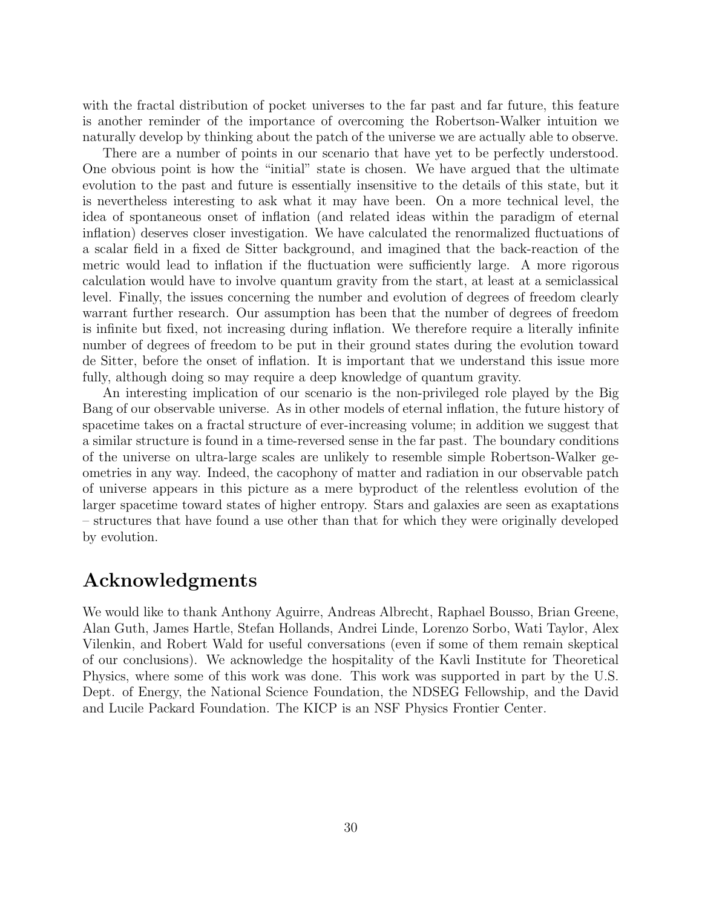with the fractal distribution of pocket universes to the far past and far future, this feature is another reminder of the importance of overcoming the Robertson-Walker intuition we naturally develop by thinking about the patch of the universe we are actually able to observe.

There are a number of points in our scenario that have yet to be perfectly understood. One obvious point is how the "initial" state is chosen. We have argued that the ultimate evolution to the past and future is essentially insensitive to the details of this state, but it is nevertheless interesting to ask what it may have been. On a more technical level, the idea of spontaneous onset of inflation (and related ideas within the paradigm of eternal inflation) deserves closer investigation. We have calculated the renormalized fluctuations of a scalar field in a fixed de Sitter background, and imagined that the back-reaction of the metric would lead to inflation if the fluctuation were sufficiently large. A more rigorous calculation would have to involve quantum gravity from the start, at least at a semiclassical level. Finally, the issues concerning the number and evolution of degrees of freedom clearly warrant further research. Our assumption has been that the number of degrees of freedom is infinite but fixed, not increasing during inflation. We therefore require a literally infinite number of degrees of freedom to be put in their ground states during the evolution toward de Sitter, before the onset of inflation. It is important that we understand this issue more fully, although doing so may require a deep knowledge of quantum gravity.

An interesting implication of our scenario is the non-privileged role played by the Big Bang of our observable universe. As in other models of eternal inflation, the future history of spacetime takes on a fractal structure of ever-increasing volume; in addition we suggest that a similar structure is found in a time-reversed sense in the far past. The boundary conditions of the universe on ultra-large scales are unlikely to resemble simple Robertson-Walker geometries in any way. Indeed, the cacophony of matter and radiation in our observable patch of universe appears in this picture as a mere byproduct of the relentless evolution of the larger spacetime toward states of higher entropy. Stars and galaxies are seen as exaptations – structures that have found a use other than that for which they were originally developed by evolution.

## Acknowledgments

We would like to thank Anthony Aguirre, Andreas Albrecht, Raphael Bousso, Brian Greene, Alan Guth, James Hartle, Stefan Hollands, Andrei Linde, Lorenzo Sorbo, Wati Taylor, Alex Vilenkin, and Robert Wald for useful conversations (even if some of them remain skeptical of our conclusions). We acknowledge the hospitality of the Kavli Institute for Theoretical Physics, where some of this work was done. This work was supported in part by the U.S. Dept. of Energy, the National Science Foundation, the NDSEG Fellowship, and the David and Lucile Packard Foundation. The KICP is an NSF Physics Frontier Center.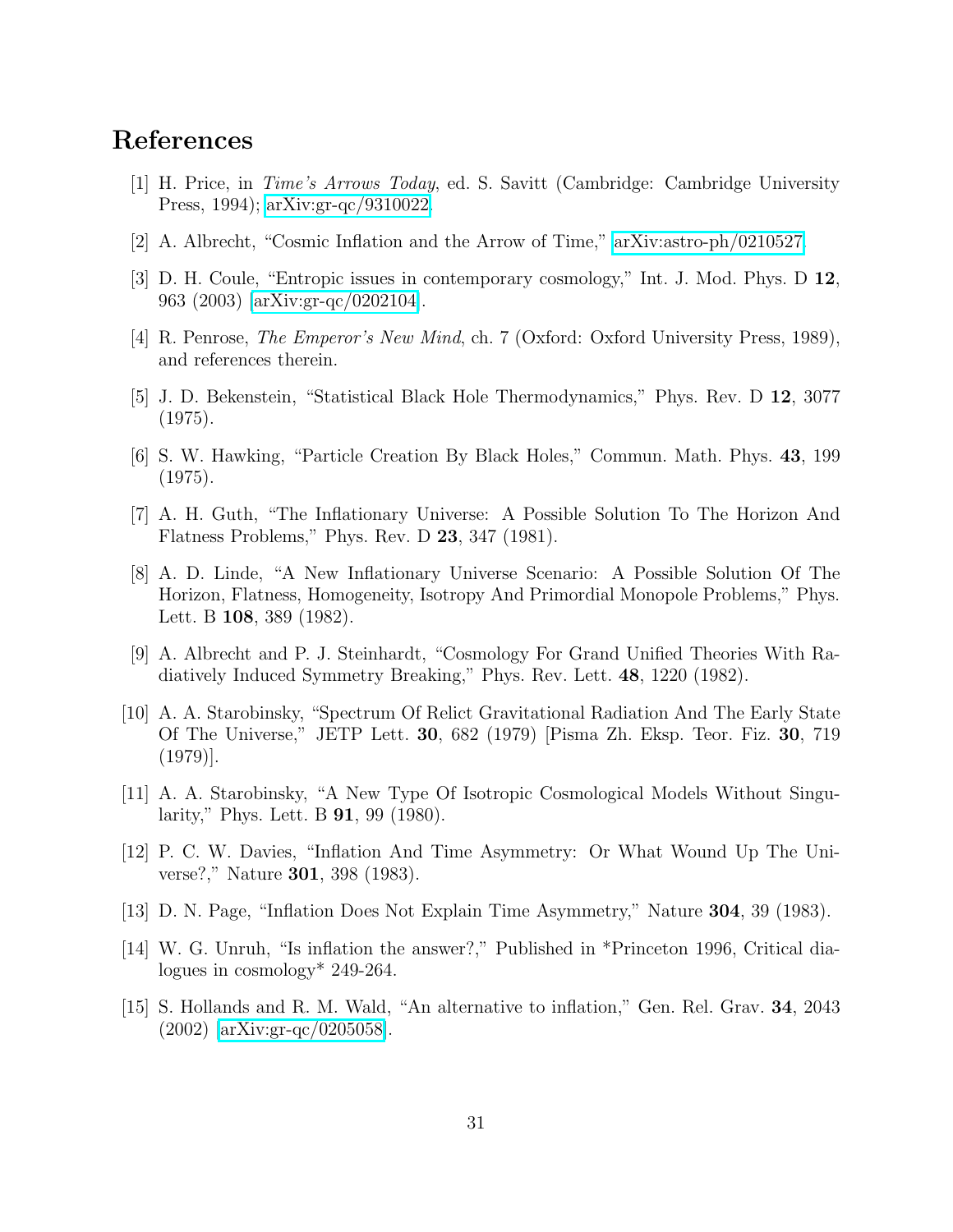## References

[1] H. Price, in *Time's Arrows Today*, ed. S. Savitt (Cambridge: Cambridge University Press, 1994); arXiv:gr-qc/9310022.

[2] A. Albrecht, "Cosmic Inflation and the Arrow of Time," arXiv:astro-ph/0210527.

[3] D. H. Coule, "Entropic issues in contemporary cosmology," Int. J. Mod. Phys. D **12**, 963 (2003) [arXiv:gr-qc/0202104].

[4] R. Penrose, *The Emperor's New Mind*, ch. 7 (Oxford: Oxford University Press, 1989), and references therein.

[5] J. D. Bekenstein, "Statistical Black Hole Thermodynamics," Phys. Rev. D **12**, 3077 (1975).

[6] S. W. Hawking, "Particle Creation By Black Holes," Commun. Math. Phys. **43**, 199 (1975).

[7] A. H. Guth, "The Inflationary Universe: A Possible Solution To The Horizon And Flatness Problems," Phys. Rev. D **23**, 347 (1981).

[8] A. D. Linde, "A New Inflationary Universe Scenario: A Possible Solution Of The Horizon, Flatness, Homogeneity, Isotropy And Primordial Monopole Problems," Phys. Lett. B **108**, 389 (1982).

[9] A. Albrecht and P. J. Steinhardt, "Cosmology For Grand Unified Theories With Radiatively Induced Symmetry Breaking," Phys. Rev. Lett. **48**, 1220 (1982).

[10] A. A. Starobinsky, "Spectrum Of Relict Gravitational Radiation And The Early State Of The Universe," JETP Lett. **30**, 682 (1979) [Pisma Zh. Eksp. Teor. Fiz. **30**, 719 (1979)].

[11] A. A. Starobinsky, "A New Type Of Isotropic Cosmological Models Without Singularity," Phys. Lett. B **91**, 99 (1980).

[12] P. C. W. Davies, "Inflation And Time Asymmetry: Or What Wound Up The Universe?," Nature **301**, 398 (1983).

[13] D. N. Page, "Inflation Does Not Explain Time Asymmetry," Nature **304**, 39 (1983).

[14] W. G. Unruh, "Is inflation the answer?," Published in *Princeton 1996, Critical dialogues in cosmology* 249-264.

[15] S. Hollands and R. M. Wald, "An alternative to inflation," Gen. Rel. Grav. **34**, 2043 (2002) [arXiv:gr-qc/0205058].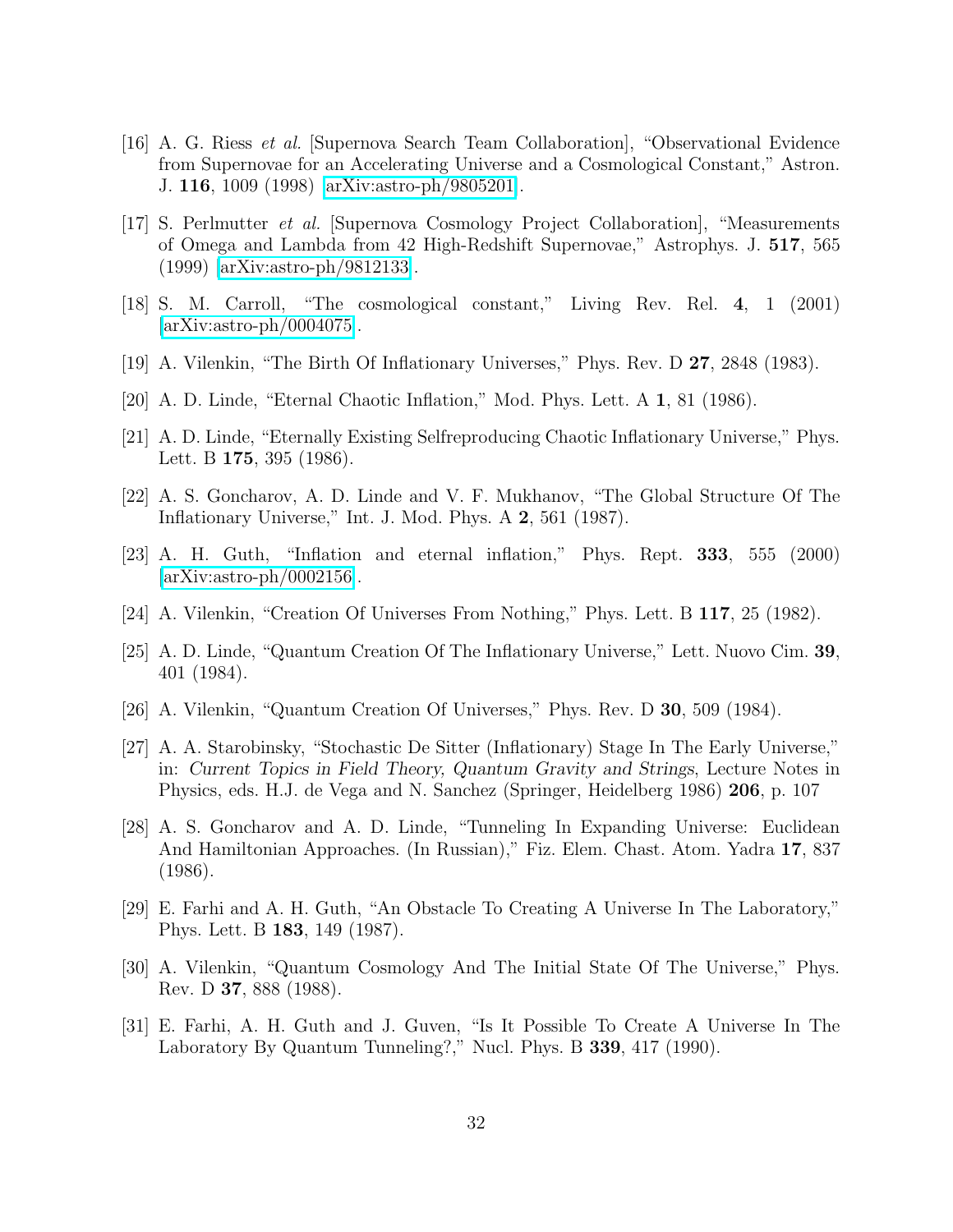[16] A. G. Riess *et al.* [Supernova Search Team Collaboration], "Observational Evidence from Supernovae for an Accelerating Universe and a Cosmological Constant," Astron. J. **116**, 1009 (1998) [arXiv:astro-ph/9805201].

[17] S. Perlmutter *et al.* [Supernova Cosmology Project Collaboration], "Measurements of Omega and Lambda from 42 High-Redshift Supernovae," Astrophys. J. **517**, 565 (1999) [arXiv:astro-ph/9812133].

[18] S. M. Carroll, "The cosmological constant," Living Rev. Rel. **4**, 1 (2001) [arXiv:astro-ph/0004075].

[19] A. Vilenkin, "The Birth Of Inflationary Universes," Phys. Rev. D **27**, 2848 (1983).

[20] A. D. Linde, "Eternal Chaotic Inflation," Mod. Phys. Lett. A **1**, 81 (1986).

[21] A. D. Linde, "Eternally Existing Selfreproducing Chaotic Inflationary Universe," Phys. Lett. B **175**, 395 (1986).

[22] A. S. Goncharov, A. D. Linde and V. F. Mukhanov, "The Global Structure Of The Inflationary Universe," Int. J. Mod. Phys. A **2**, 561 (1987).

[23] A. H. Guth, "Inflation and eternal inflation," Phys. Rept. **333**, 555 (2000) [arXiv:astro-ph/0002156].

[24] A. Vilenkin, "Creation Of Universes From Nothing," Phys. Lett. B **117**, 25 (1982).

[25] A. D. Linde, "Quantum Creation Of The Inflationary Universe," Lett. Nuovo Cim. **39**, 401 (1984).

[26] A. Vilenkin, "Quantum Creation Of Universes," Phys. Rev. D **30**, 509 (1984).

[27] A. A. Starobinsky, "Stochastic De Sitter (Inflationary) Stage In The Early Universe," in: *Current Topics in Field Theory, Quantum Gravity and Strings*, Lecture Notes in Physics, eds. H.J. de Vega and N. Sanchez (Springer, Heidelberg 1986) **206**, p. 107

[28] A. S. Goncharov and A. D. Linde, "Tunneling In Expanding Universe: Euclidean And Hamiltonian Approaches. (In Russian)," Fiz. Elem. Chast. Atom. Yadra **17**, 837 (1986).

[29] E. Farhi and A. H. Guth, "An Obstacle To Creating A Universe In The Laboratory," Phys. Lett. B **183**, 149 (1987).

[30] A. Vilenkin, "Quantum Cosmology And The Initial State Of The Universe," Phys. Rev. D **37**, 888 (1988).

[31] E. Farhi, A. H. Guth and J. Guven, "Is It Possible To Create A Universe In The Laboratory By Quantum Tunneling?," Nucl. Phys. B **339**, 417 (1990).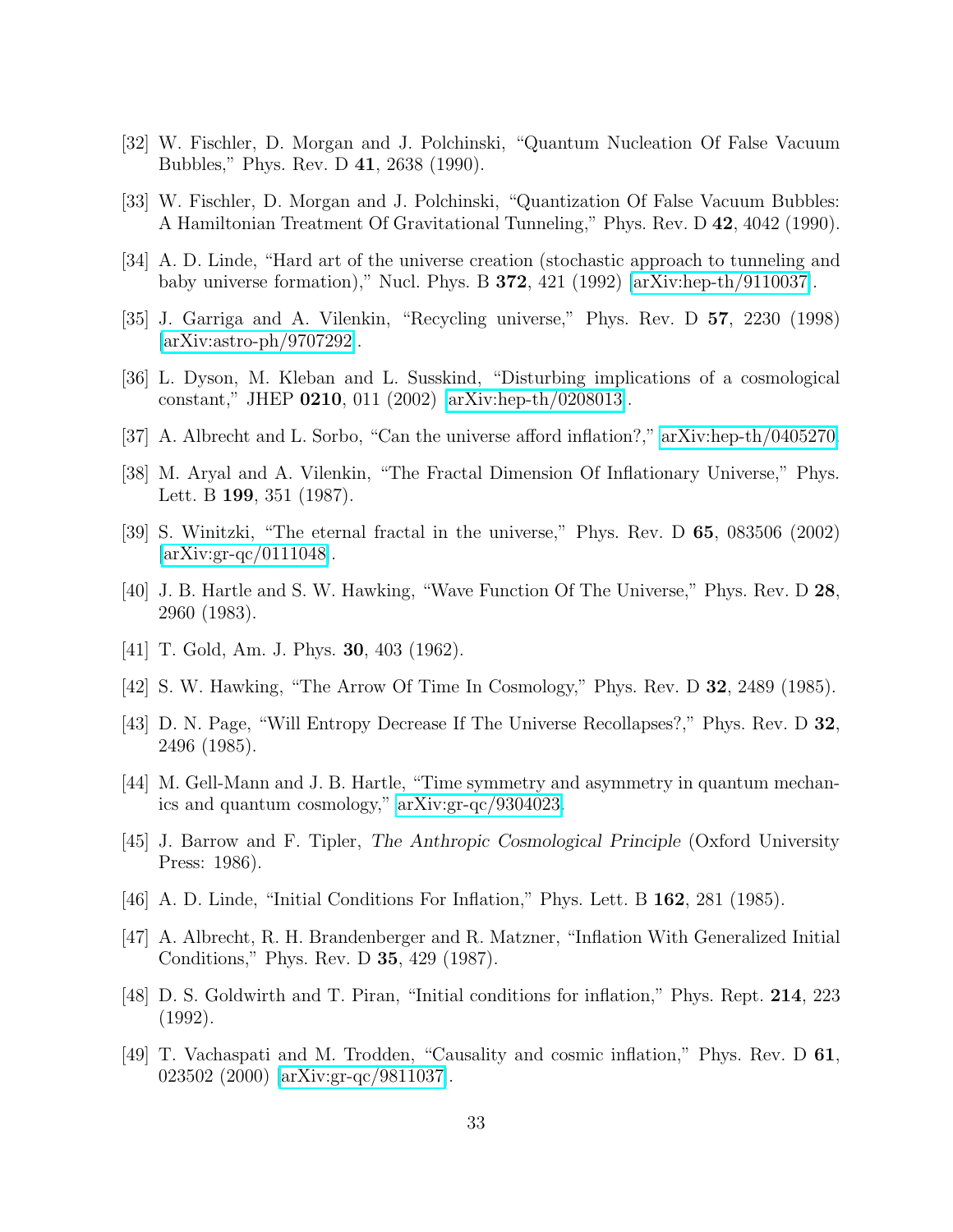[32] W. Fischler, D. Morgan and J. Polchinski, "Quantum Nucleation Of False Vacuum Bubbles," Phys. Rev. D **41**, 2638 (1990).

[33] W. Fischler, D. Morgan and J. Polchinski, "Quantization Of False Vacuum Bubbles: A Hamiltonian Treatment Of Gravitational Tunneling," Phys. Rev. D **42**, 4042 (1990).

[34] A. D. Linde, "Hard art of the universe creation (stochastic approach to tunneling and baby universe formation)," Nucl. Phys. B **372**, 421 (1992) [arXiv:hep-th/9110037].

[35] J. Garriga and A. Vilenkin, "Recycling universe," Phys. Rev. D **57**, 2230 (1998) [arXiv:astro-ph/9707292].

[36] L. Dyson, M. Kleban and L. Susskind, "Disturbing implications of a cosmological constant," JHEP **0210**, 011 (2002) [arXiv:hep-th/0208013].

[37] A. Albrecht and L. Sorbo, "Can the universe afford inflation?," arXiv:hep-th/0405270.

[38] M. Aryal and A. Vilenkin, "The Fractal Dimension Of Inflationary Universe," Phys. Lett. B **199**, 351 (1987).

[39] S. Winitzki, "The eternal fractal in the universe," Phys. Rev. D **65**, 083506 (2002) [arXiv:gr-qc/0111048].

[40] J. B. Hartle and S. W. Hawking, "Wave Function Of The Universe," Phys. Rev. D **28**, 2960 (1983).

[41] T. Gold, Am. J. Phys. **30**, 403 (1962).

[42] S. W. Hawking, "The Arrow Of Time In Cosmology," Phys. Rev. D **32**, 2489 (1985).

[43] D. N. Page, "Will Entropy Decrease If The Universe Recollapses?," Phys. Rev. D **32**, 2496 (1985).

[44] M. Gell-Mann and J. B. Hartle, "Time symmetry and asymmetry in quantum mechanics and quantum cosmology," arXiv:gr-qc/9304023.

[45] J. Barrow and F. Tipler, *The Anthropic Cosmological Principle* (Oxford University Press: 1986).

[46] A. D. Linde, "Initial Conditions For Inflation," Phys. Lett. B **162**, 281 (1985).

[47] A. Albrecht, R. H. Brandenberger and R. Matzner, "Inflation With Generalized Initial Conditions," Phys. Rev. D **35**, 429 (1987).

[48] D. S. Goldwirth and T. Piran, "Initial conditions for inflation," Phys. Rept. **214**, 223 (1992).

[49] T. Vachaspati and M. Trodden, "Causality and cosmic inflation," Phys. Rev. D **61**, 023502 (2000) [arXiv:gr-qc/9811037].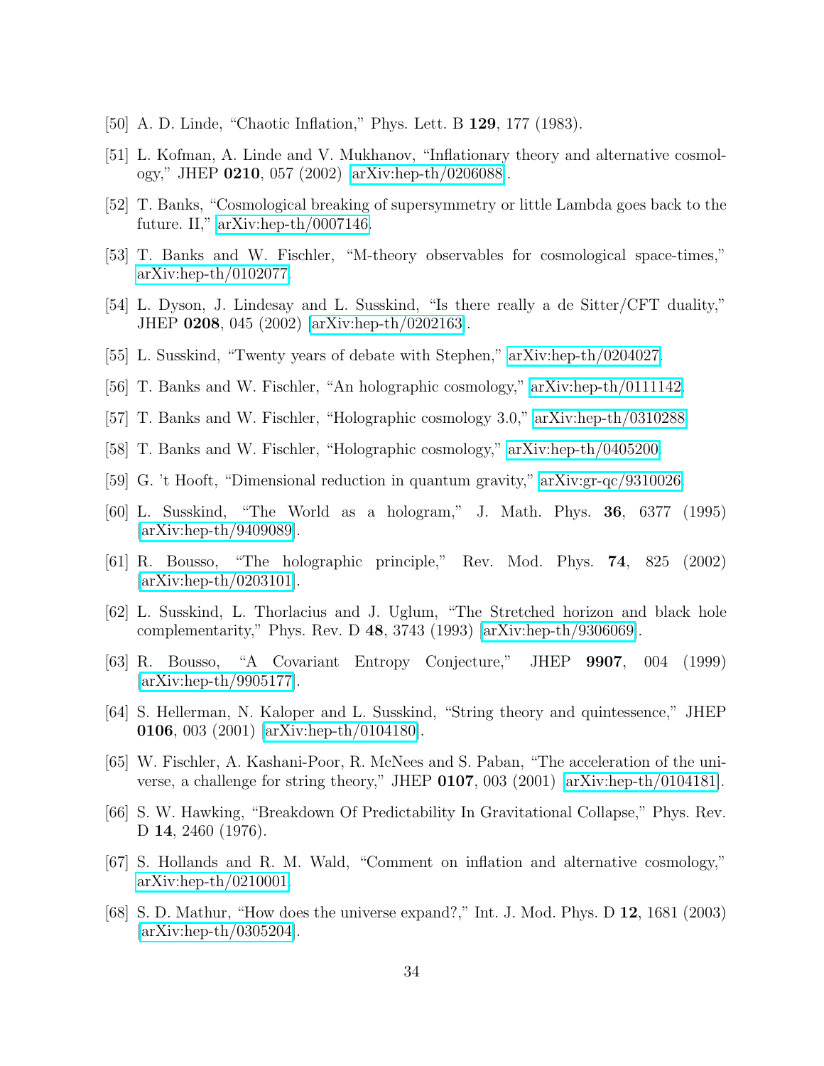[50] A. D. Linde, "Chaotic Inflation," Phys. Lett. B **129**, 177 (1983).

[51] L. Kofman, A. Linde and V. Mukhanov, "Inflationary theory and alternative cosmology," JHEP **0210**, 057 (2002) [arXiv:hep-th/0206088].

[52] T. Banks, "Cosmological breaking of supersymmetry or little Lambda goes back to the future. II," arXiv:hep-th/0007146.

[53] T. Banks and W. Fischler, "M-theory observables for cosmological space-times," arXiv:hep-th/0102077.

[54] L. Dyson, J. Lindesay and L. Susskind, "Is there really a de Sitter/CFT duality," JHEP **0208**, 045 (2002) [arXiv:hep-th/0202163].

[55] L. Susskind, "Twenty years of debate with Stephen," arXiv:hep-th/0204027.

[56] T. Banks and W. Fischler, "An holographic cosmology," arXiv:hep-th/0111142.

[57] T. Banks and W. Fischler, "Holographic cosmology 3.0," arXiv:hep-th/0310288.

[58] T. Banks and W. Fischler, "Holographic cosmology," arXiv:hep-th/0405200.

[59] G. 't Hooft, "Dimensional reduction in quantum gravity," arXiv:gr-qc/9310026.

[60] L. Susskind, "The World as a hologram," J. Math. Phys. **36**, 6377 (1995) [arXiv:hep-th/9409089].

[61] R. Bousso, "The holographic principle," Rev. Mod. Phys. **74**, 825 (2002) [arXiv:hep-th/0203101].

[62] L. Susskind, L. Thorlacius and J. Uglum, "The Stretched horizon and black hole complementarity," Phys. Rev. D **48**, 3743 (1993) [arXiv:hep-th/9306069].

[63] R. Bousso, "A Covariant Entropy Conjecture," JHEP **9907**, 004 (1999) [arXiv:hep-th/9905177].

[64] S. Hellerman, N. Kaloper and L. Susskind, "String theory and quintessence," JHEP **0106**, 003 (2001) [arXiv:hep-th/0104180].

[65] W. Fischler, A. Kashani-Poor, R. McNees and S. Paban, "The acceleration of the universe, a challenge for string theory," JHEP **0107**, 003 (2001) [arXiv:hep-th/0104181].

[66] S. W. Hawking, "Breakdown Of Predictability In Gravitational Collapse," Phys. Rev. D **14**, 2460 (1976).

[67] S. Hollands and R. M. Wald, "Comment on inflation and alternative cosmology," arXiv:hep-th/0210001.

[68] S. D. Mathur, "How does the universe expand?," Int. J. Mod. Phys. D **12**, 1681 (2003) [arXiv:hep-th/0305204].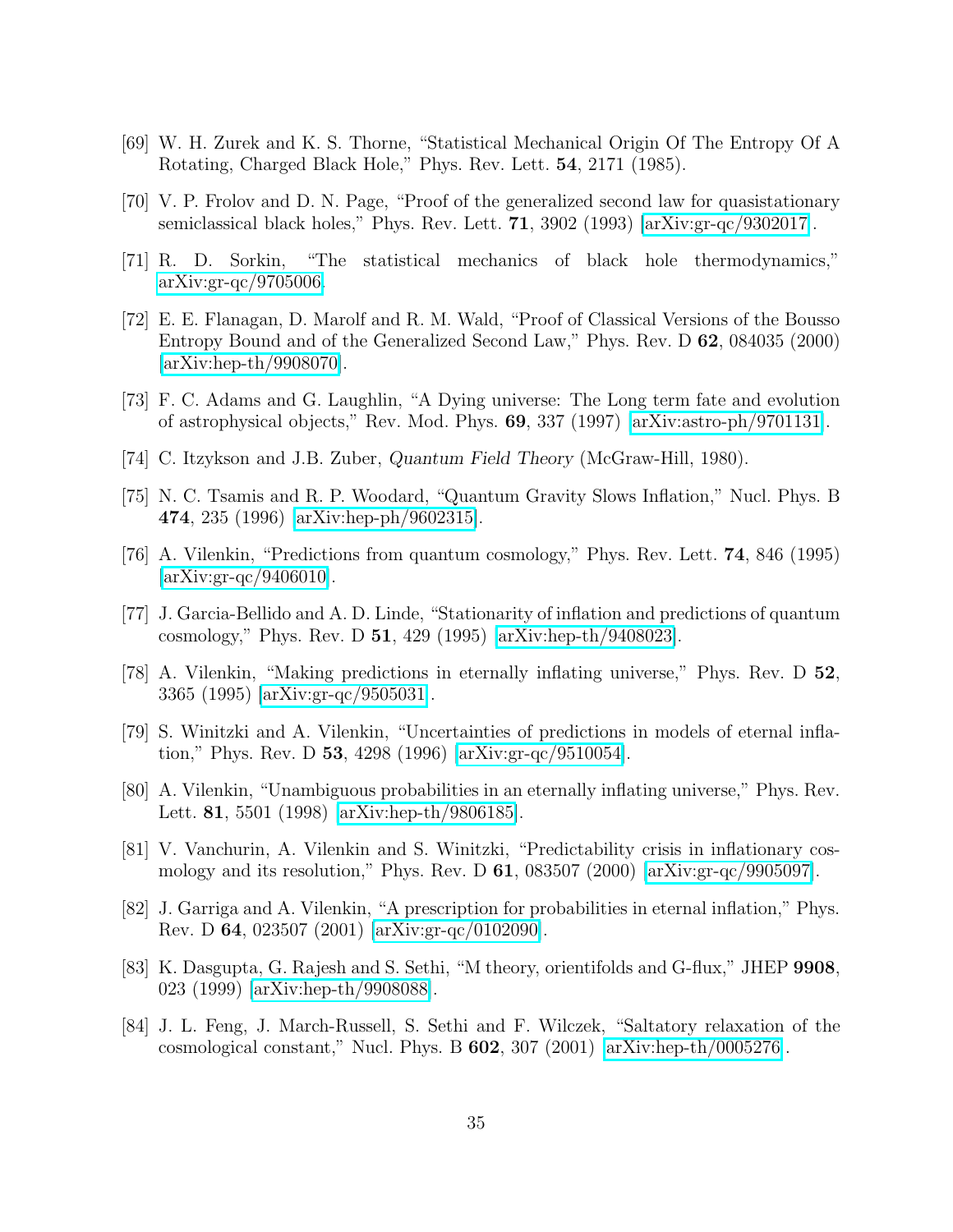[69] W. H. Zurek and K. S. Thorne, "Statistical Mechanical Origin Of The Entropy Of A Rotating, Charged Black Hole," Phys. Rev. Lett. **54**, 2171 (1985).

[70] V. P. Frolov and D. N. Page, "Proof of the generalized second law for quasistationary semiclassical black holes," Phys. Rev. Lett. **71**, 3902 (1993) [arXiv:gr-qc/9302017].

[71] R. D. Sorkin, "The statistical mechanics of black hole thermodynamics," arXiv:gr-qc/9705006.

[72] E. E. Flanagan, D. Marolf and R. M. Wald, "Proof of Classical Versions of the Bousso Entropy Bound and of the Generalized Second Law," Phys. Rev. D **62**, 084035 (2000) [arXiv:hep-th/9908070].

[73] F. C. Adams and G. Laughlin, "A Dying universe: The Long term fate and evolution of astrophysical objects," Rev. Mod. Phys. **69**, 337 (1997) [arXiv:astro-ph/9701131].

[74] C. Itzykson and J.B. Zuber, *Quantum Field Theory* (McGraw-Hill, 1980).

[75] N. C. Tsamis and R. P. Woodard, "Quantum Gravity Slows Inflation," Nucl. Phys. B **474**, 235 (1996) [arXiv:hep-ph/9602315].

[76] A. Vilenkin, "Predictions from quantum cosmology," Phys. Rev. Lett. **74**, 846 (1995) [arXiv:gr-qc/9406010].

[77] J. Garcia-Bellido and A. D. Linde, "Stationarity of inflation and predictions of quantum cosmology," Phys. Rev. D **51**, 429 (1995) [arXiv:hep-th/9408023].

[78] A. Vilenkin, "Making predictions in eternally inflating universe," Phys. Rev. D **52**, 3365 (1995) [arXiv:gr-qc/9505031].

[79] S. Winitzki and A. Vilenkin, "Uncertainties of predictions in models of eternal inflation," Phys. Rev. D **53**, 4298 (1996) [arXiv:gr-qc/9510054].

[80] A. Vilenkin, "Unambiguous probabilities in an eternally inflating universe," Phys. Rev. Lett. **81**, 5501 (1998) [arXiv:hep-th/9806185].

[81] V. Vanchurin, A. Vilenkin and S. Winitzki, "Predictability crisis in inflationary cosmology and its resolution," Phys. Rev. D **61**, 083507 (2000) [arXiv:gr-qc/9905097].

[82] J. Garriga and A. Vilenkin, "A prescription for probabilities in eternal inflation," Phys. Rev. D **64**, 023507 (2001) [arXiv:gr-qc/0102090].

[83] K. Dasgupta, G. Rajesh and S. Sethi, "M theory, orientifolds and G-flux," JHEP **9908**, 023 (1999) [arXiv:hep-th/9908088].

[84] J. L. Feng, J. March-Russell, S. Sethi and F. Wilczek, "Saltatory relaxation of the cosmological constant," Nucl. Phys. B **602**, 307 (2001) [arXiv:hep-th/0005276].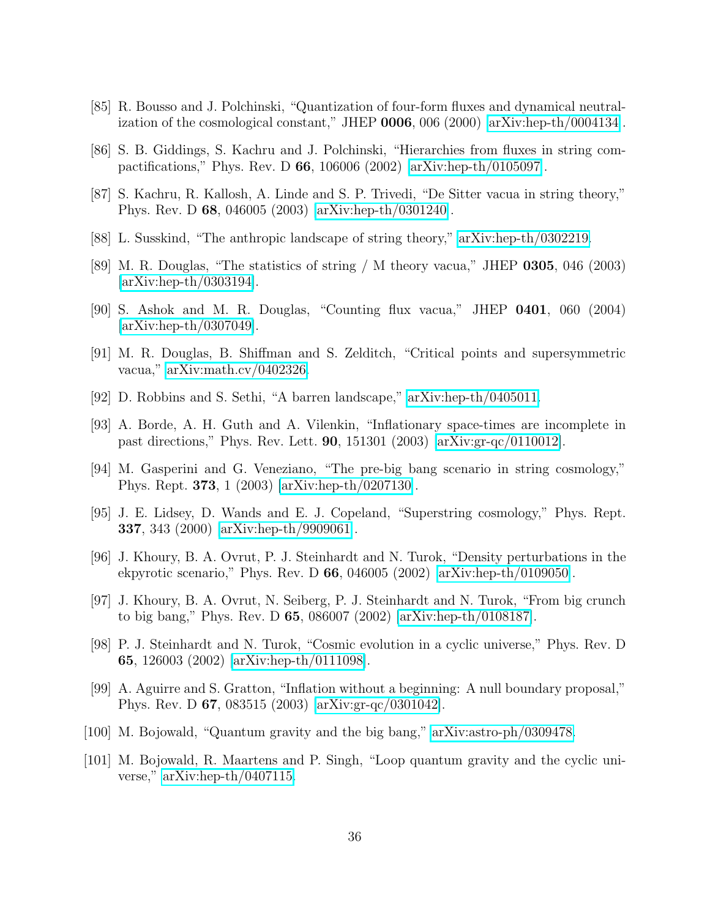[85] R. Bousso and J. Polchinski, "Quantization of four-form fluxes and dynamical neutralization of the cosmological constant," JHEP **0006**, 006 (2000) [arXiv:hep-th/0004134].

[86] S. B. Giddings, S. Kachru and J. Polchinski, "Hierarchies from fluxes in string compactifications," Phys. Rev. D **66**, 106006 (2002) [arXiv:hep-th/0105097].

[87] S. Kachru, R. Kallosh, A. Linde and S. P. Trivedi, "De Sitter vacua in string theory," Phys. Rev. D **68**, 046005 (2003) [arXiv:hep-th/0301240].

[88] L. Susskind, "The anthropic landscape of string theory," arXiv:hep-th/0302219.

[89] M. R. Douglas, "The statistics of string / M theory vacua," JHEP **0305**, 046 (2003) [arXiv:hep-th/0303194].

[90] S. Ashok and M. R. Douglas, "Counting flux vacua," JHEP **0401**, 060 (2004) [arXiv:hep-th/0307049].

[91] M. R. Douglas, B. Shiffman and S. Zelditch, "Critical points and supersymmetric vacua," arXiv:math.cv/0402326.

[92] D. Robbins and S. Sethi, "A barren landscape," arXiv:hep-th/0405011.

[93] A. Borde, A. H. Guth and A. Vilenkin, "Inflationary space-times are incomplete in past directions," Phys. Rev. Lett. **90**, 151301 (2003) [arXiv:gr-qc/0110012].

[94] M. Gasperini and G. Veneziano, "The pre-big bang scenario in string cosmology," Phys. Rept. **373**, 1 (2003) [arXiv:hep-th/0207130].

[95] J. E. Lidsey, D. Wands and E. J. Copeland, "Superstring cosmology," Phys. Rept. **337**, 343 (2000) [arXiv:hep-th/9909061].

[96] J. Khoury, B. A. Ovrut, P. J. Steinhardt and N. Turok, "Density perturbations in the ekpyrotic scenario," Phys. Rev. D **66**, 046005 (2002) [arXiv:hep-th/0109050].

[97] J. Khoury, B. A. Ovrut, N. Seiberg, P. J. Steinhardt and N. Turok, "From big crunch to big bang," Phys. Rev. D **65**, 086007 (2002) [arXiv:hep-th/0108187].

[98] P. J. Steinhardt and N. Turok, "Cosmic evolution in a cyclic universe," Phys. Rev. D **65**, 126003 (2002) [arXiv:hep-th/0111098].

[99] A. Aguirre and S. Gratton, "Inflation without a beginning: A null boundary proposal," Phys. Rev. D **67**, 083515 (2003) [arXiv:gr-qc/0301042].

[100] M. Bojowald, "Quantum gravity and the big bang," arXiv:astro-ph/0309478.

[101] M. Bojowald, R. Maartens and P. Singh, "Loop quantum gravity and the cyclic universe," arXiv:hep-th/0407115.